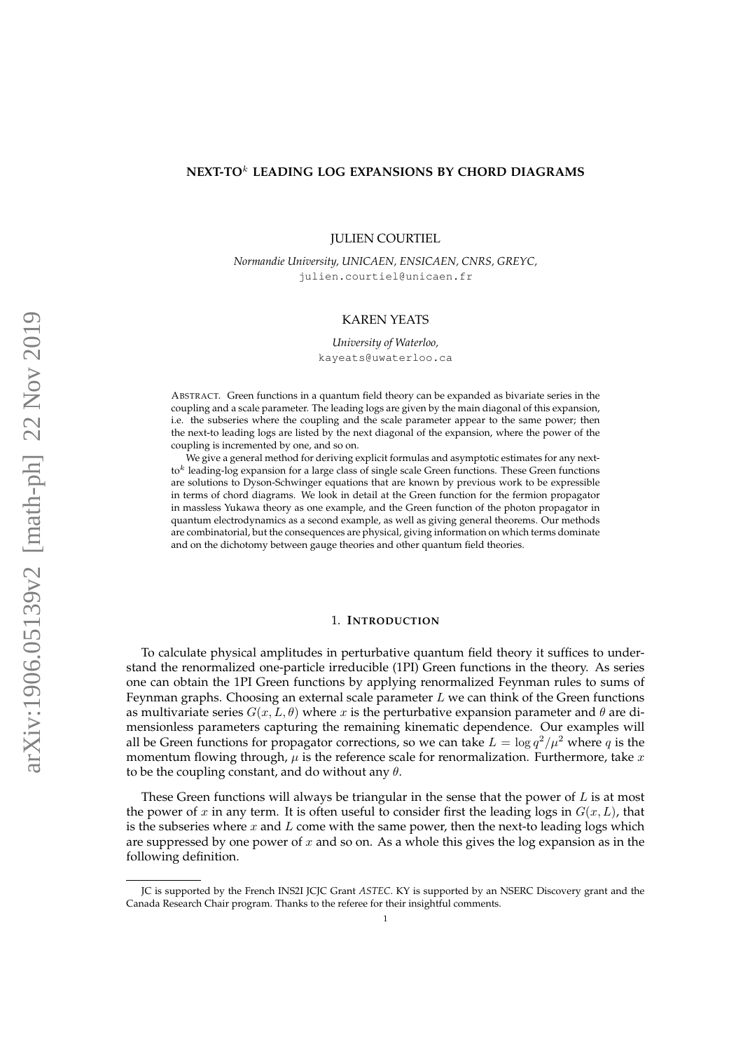# NEXT-TO$^k$ LEADING LOG EXPANSIONS BY CHORD DIAGRAMS

JULIEN COURTIEL

*Normandie University, UNICAEN, ENSICAEN, CNRS, GREYC,*
julien.courtiel@unicaen.fr

KAREN YEATS

*University of Waterloo,*
kayeats@uwaterloo.ca

ABSTRACT. Green functions in a quantum field theory can be expanded as bivariate series in the coupling and a scale parameter. The leading logs are given by the main diagonal of this expansion, i.e. the subseries where the coupling and the scale parameter appear to the same power; then the next-to leading logs are listed by the next diagonal of the expansion, where the power of the coupling is incremented by one, and so on.

We give a general method for deriving explicit formulas and asymptotic estimates for any next-to$^k$ leading-log expansion for a large class of single scale Green functions. These Green functions are solutions to Dyson-Schwinger equations that are known by previous work to be expressible in terms of chord diagrams. We look in detail at the Green function for the fermion propagator in massless Yukawa theory as one example, and the Green function of the photon propagator in quantum electrodynamics as a second example, as well as giving general theorems. Our methods are combinatorial, but the consequences are physical, giving information on which terms dominate and on the dichotomy between gauge theories and other quantum field theories.

## 1. INTRODUCTION

To calculate physical amplitudes in perturbative quantum field theory it suffices to understand the renormalized one-particle irreducible (1PI) Green functions in the theory. As series one can obtain the 1PI Green functions by applying renormalized Feynman rules to sums of Feynman graphs. Choosing an external scale parameter $L$ we can think of the Green functions as multivariate series $G(x, L, \theta)$ where $x$ is the perturbative expansion parameter and $\theta$ are dimensionless parameters capturing the remaining kinematic dependence. Our examples will all be Green functions for propagator corrections, so we can take $L = \log q^2/\mu^2$ where $q$ is the momentum flowing through, $\mu$ is the reference scale for renormalization. Furthermore, take $x$ to be the coupling constant, and do without any $\theta$.

These Green functions will always be triangular in the sense that the power of $L$ is at most the power of $x$ in any term. It is often useful to consider first the leading logs in $G(x, L)$, that is the subseries where $x$ and $L$ come with the same power, then the next-to leading logs which are suppressed by one power of $x$ and so on. As a whole this gives the log expansion as in the following definition.

JC is supported by the French INS2I JCJC Grant *ASTEC*. KY is supported by an NSERC Discovery grant and the Canada Research Chair program. Thanks to the referee for their insightful comments.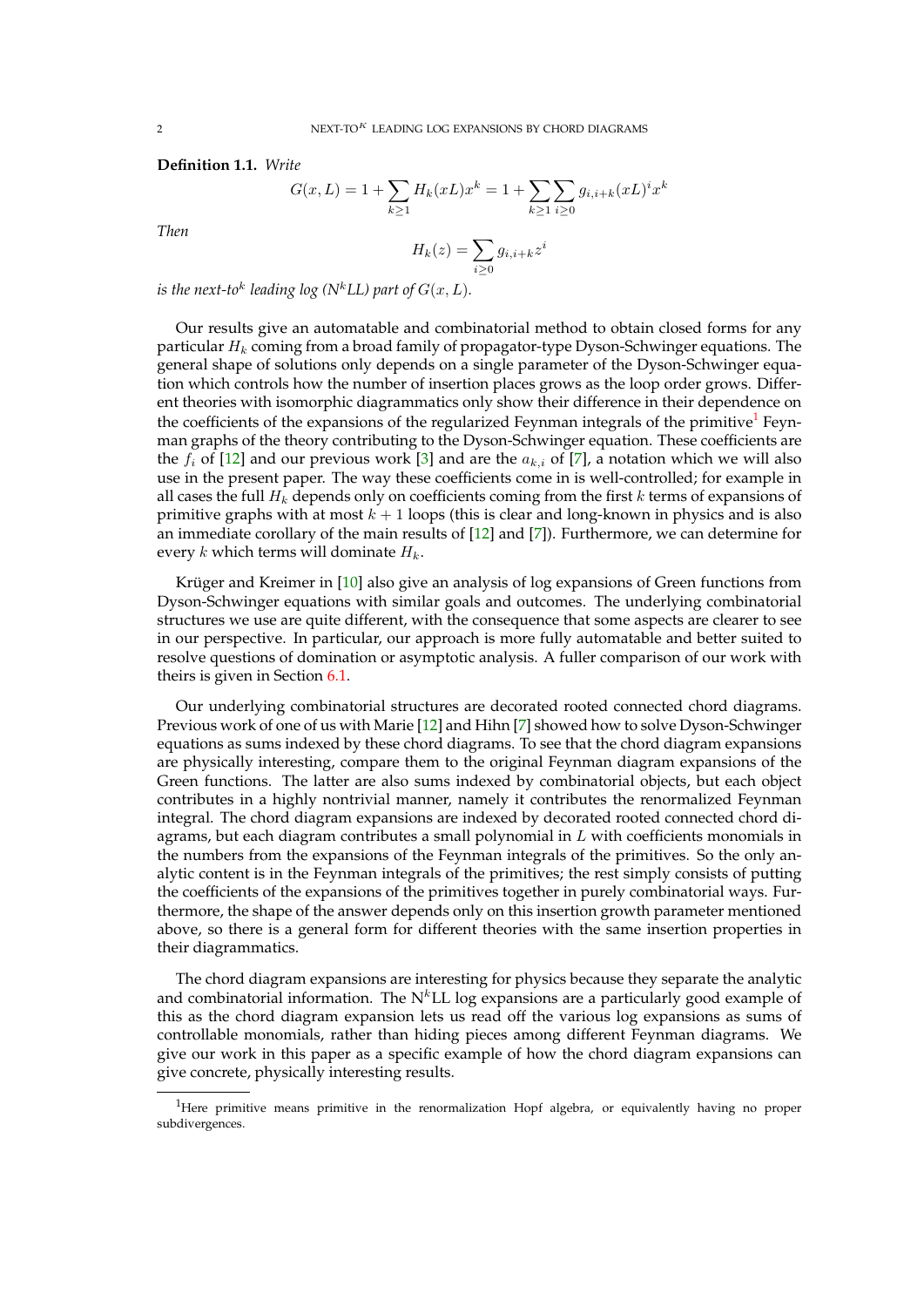**Definition 1.1.** *Write*

$$G(x, L) = 1 + \sum_{k \geq 1} H_k(xL)x^k = 1 + \sum_{k \geq 1} \sum_{i \geq 0} g_{i,i+k}(xL)^i x^k$$

*Then*

$$H_k(z) = \sum_{i \geq 0} g_{i,i+k} z^i$$

*is the next-to$^k$ leading log (N$^k$LL) part of $G(x, L)$.*

Our results give an automatable and combinatorial method to obtain closed forms for any particular $H_k$ coming from a broad family of propagator-type Dyson-Schwinger equations. The general shape of solutions only depends on a single parameter of the Dyson-Schwinger equation which controls how the number of insertion places grows as the loop order grows. Different theories with isomorphic diagrammatics only show their difference in their dependence on the coefficients of the expansions of the regularized Feynman integrals of the primitive[1] Feynman graphs of the theory contributing to the Dyson-Schwinger equation. These coefficients are the $f_i$ of [12] and our previous work [3] and are the $a_{k,i}$ of [7], a notation which we will also use in the present paper. The way these coefficients come in is well-controlled; for example in all cases the full $H_k$ depends only on coefficients coming from the first $k$ terms of expansions of primitive graphs with at most $k + 1$ loops (this is clear and long-known in physics and is also an immediate corollary of the main results of [12] and [7]). Furthermore, we can determine for every $k$ which terms will dominate $H_k$.

Krüger and Kreimer in [10] also give an analysis of log expansions of Green functions from Dyson-Schwinger equations with similar goals and outcomes. The underlying combinatorial structures we use are quite different, with the consequence that some aspects are clearer to see in our perspective. In particular, our approach is more fully automatable and better suited to resolve questions of domination or asymptotic analysis. A fuller comparison of our work with theirs is given in Section 6.1.

Our underlying combinatorial structures are decorated rooted connected chord diagrams. Previous work of one of us with Marie [12] and Hihn [7] showed how to solve Dyson-Schwinger equations as sums indexed by these chord diagrams. To see that the chord diagram expansions are physically interesting, compare them to the original Feynman diagram expansions of the Green functions. The latter are also sums indexed by combinatorial objects, but each object contributes in a highly nontrivial manner, namely it contributes the renormalized Feynman integral. The chord diagram expansions are indexed by decorated rooted connected chord diagrams, but each diagram contributes a small polynomial in $L$ with coefficients monomials in the numbers from the expansions of the Feynman integrals of the primitives. So the only analytic content is in the Feynman integrals of the primitives; the rest simply consists of putting the coefficients of the expansions of the primitives together in purely combinatorial ways. Furthermore, the shape of the answer depends only on this insertion growth parameter mentioned above, so there is a general form for different theories with the same insertion properties in their diagrammatics.

The chord diagram expansions are interesting for physics because they separate the analytic and combinatorial information. The N$^k$LL log expansions are a particularly good example of this as the chord diagram expansion lets us read off the various log expansions as sums of controllable monomials, rather than hiding pieces among different Feynman diagrams. We give our work in this paper as a specific example of how the chord diagram expansions can give concrete, physically interesting results.

[1] Here primitive means primitive in the renormalization Hopf algebra, or equivalently having no proper subdivergences.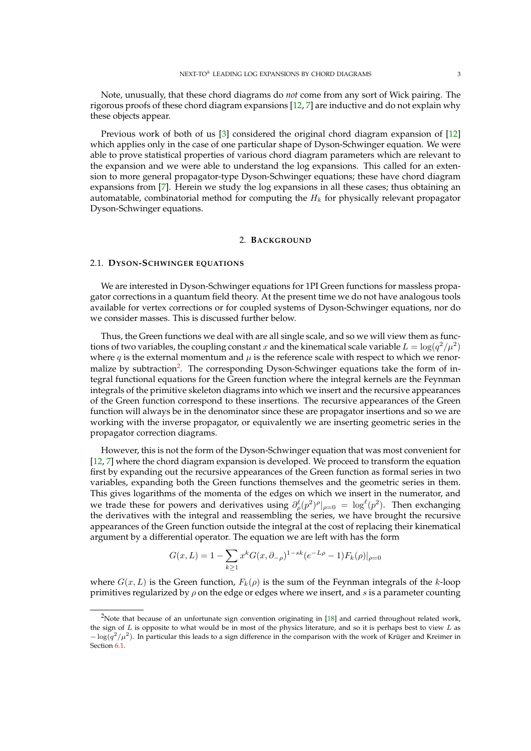Note, unusually, that these chord diagrams do *not* come from any sort of Wick pairing. The rigorous proofs of these chord diagram expansions [12, 7] are inductive and do not explain why these objects appear.

Previous work of both of us [3] considered the original chord diagram expansion of [12] which applies only in the case of one particular shape of Dyson-Schwinger equation. We were able to prove statistical properties of various chord diagram parameters which are relevant to the expansion and we were able to understand the log expansions. This called for an extension to more general propagator-type Dyson-Schwinger equations; these have chord diagram expansions from [7]. Herein we study the log expansions in all these cases; thus obtaining an automatable, combinatorial method for computing the $H_k$ for physically relevant propagator Dyson-Schwinger equations.

## 2. Background

### 2.1. Dyson-Schwinger equations

We are interested in Dyson-Schwinger equations for 1PI Green functions for massless propagator corrections in a quantum field theory. At the present time we do not have analogous tools available for vertex corrections or for coupled systems of Dyson-Schwinger equations, nor do we consider masses. This is discussed further below.

Thus, the Green functions we deal with are all single scale, and so we will view them as functions of two variables, the coupling constant $x$ and the kinematical scale variable $L = \log(q^2/\mu^2)$ where $q$ is the external momentum and $\mu$ is the reference scale with respect to which we renormalize by subtraction[2]. The corresponding Dyson-Schwinger equations take the form of integral functional equations for the Green function where the integral kernels are the Feynman integrals of the primitive skeleton diagrams into which we insert and the recursive appearances of the Green function correspond to these insertions. The recursive appearances of the Green function will always be in the denominator since these are propagator insertions and so we are working with the inverse propagator, or equivalently we are inserting geometric series in the propagator correction diagrams.

However, this is not the form of the Dyson-Schwinger equation that was most convenient for [12, 7] where the chord diagram expansion is developed. We proceed to transform the equation first by expanding out the recursive appearances of the Green function as formal series in two variables, expanding both the Green functions themselves and the geometric series in them. This gives logarithms of the momenta of the edges on which we insert in the numerator, and we trade these for powers and derivatives using $\partial_\rho^\ell (p^2)^\rho|_{\rho=0} = \log^\ell(p^2)$. Then exchanging the derivatives with the integral and reassembling the series, we have brought the recursive appearances of the Green function outside the integral at the cost of replacing their kinematical argument by a differential operator. The equation we are left with has the form

$$G(x, L) = 1 - \sum_{k\geq 1} x^k G(x, \partial_{-\rho})^{1-sk}(e^{-L\rho} - 1)F_k(\rho)|_{\rho=0}$$

where $G(x, L)$ is the Green function, $F_k(\rho)$ is the sum of the Feynman integrals of the $k$-loop primitives regularized by $\rho$ on the edge or edges where we insert, and $s$ is a parameter counting

[2] Note that because of an unfortunate sign convention originating in [18] and carried throughout related work, the sign of $L$ is opposite to what would be in most of the physics literature, and so it is perhaps best to view $L$ as $-\log(q^2/\mu^2)$. In particular this leads to a sign difference in the comparison with the work of Krüger and Kreimer in Section 6.1.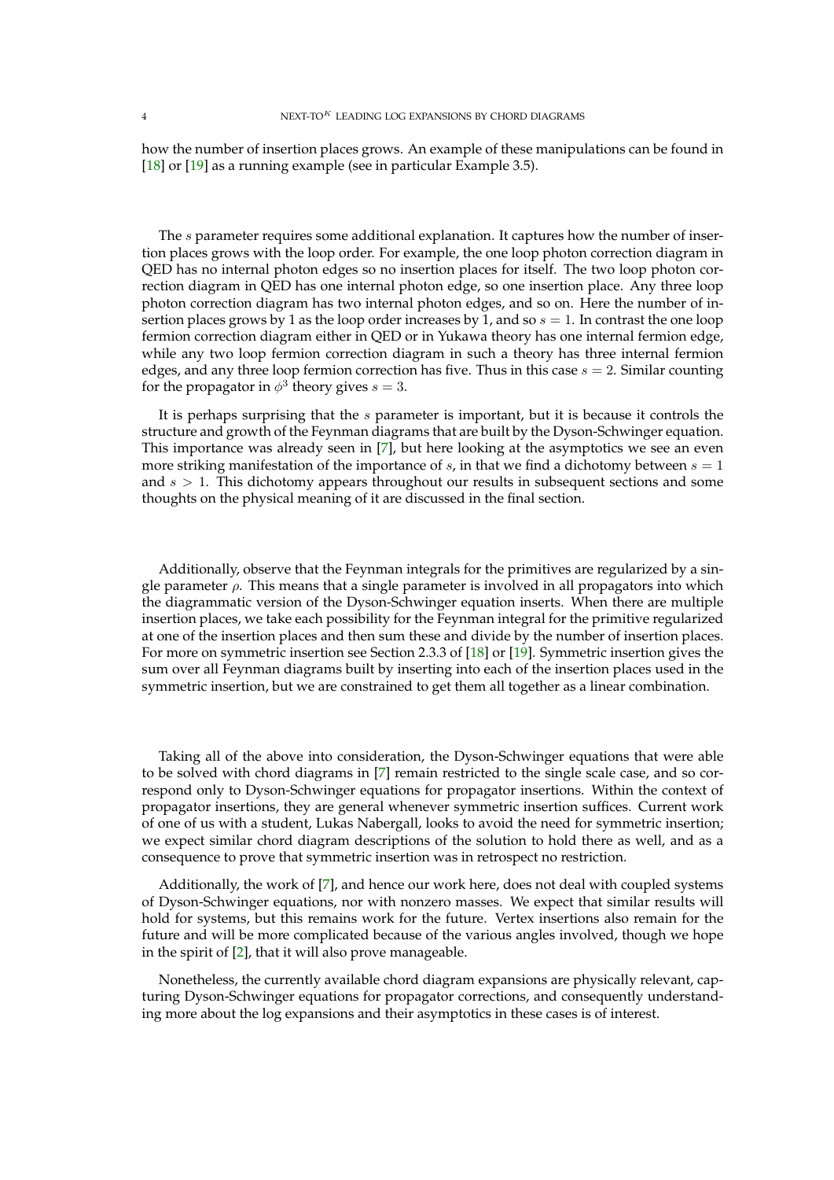how the number of insertion places grows. An example of these manipulations can be found in [18] or [19] as a running example (see in particular Example 3.5).

The $s$ parameter requires some additional explanation. It captures how the number of insertion places grows with the loop order. For example, the one loop photon correction diagram in QED has no internal photon edges so no insertion places for itself. The two loop photon correction diagram in QED has one internal photon edge, so one insertion place. Any three loop photon correction diagram has two internal photon edges, and so on. Here the number of insertion places grows by 1 as the loop order increases by 1, and so $s = 1$. In contrast the one loop fermion correction diagram either in QED or in Yukawa theory has one internal fermion edge, while any two loop fermion correction diagram in such a theory has three internal fermion edges, and any three loop fermion correction has five. Thus in this case $s = 2$. Similar counting for the propagator in $\phi^3$ theory gives $s = 3$.

It is perhaps surprising that the $s$ parameter is important, but it is because it controls the structure and growth of the Feynman diagrams that are built by the Dyson-Schwinger equation. This importance was already seen in [7], but here looking at the asymptotics we see an even more striking manifestation of the importance of $s$, in that we find a dichotomy between $s = 1$ and $s > 1$. This dichotomy appears throughout our results in subsequent sections and some thoughts on the physical meaning of it are discussed in the final section.

Additionally, observe that the Feynman integrals for the primitives are regularized by a single parameter $\rho$. This means that a single parameter is involved in all propagators into which the diagrammatic version of the Dyson-Schwinger equation inserts. When there are multiple insertion places, we take each possibility for the Feynman integral for the primitive regularized at one of the insertion places and then sum these and divide by the number of insertion places. For more on symmetric insertion see Section 2.3.3 of [18] or [19]. Symmetric insertion gives the sum over all Feynman diagrams built by inserting into each of the insertion places used in the symmetric insertion, but we are constrained to get them all together as a linear combination.

Taking all of the above into consideration, the Dyson-Schwinger equations that were able to be solved with chord diagrams in [7] remain restricted to the single scale case, and so correspond only to Dyson-Schwinger equations for propagator insertions. Within the context of propagator insertions, they are general whenever symmetric insertion suffices. Current work of one of us with a student, Lukas Nabergall, looks to avoid the need for symmetric insertion; we expect similar chord diagram descriptions of the solution to hold there as well, and as a consequence to prove that symmetric insertion was in retrospect no restriction.

Additionally, the work of [7], and hence our work here, does not deal with coupled systems of Dyson-Schwinger equations, nor with nonzero masses. We expect that similar results will hold for systems, but this remains work for the future. Vertex insertions also remain for the future and will be more complicated because of the various angles involved, though we hope in the spirit of [2], that it will also prove manageable.

Nonetheless, the currently available chord diagram expansions are physically relevant, capturing Dyson-Schwinger equations for propagator corrections, and consequently understanding more about the log expansions and their asymptotics in these cases is of interest.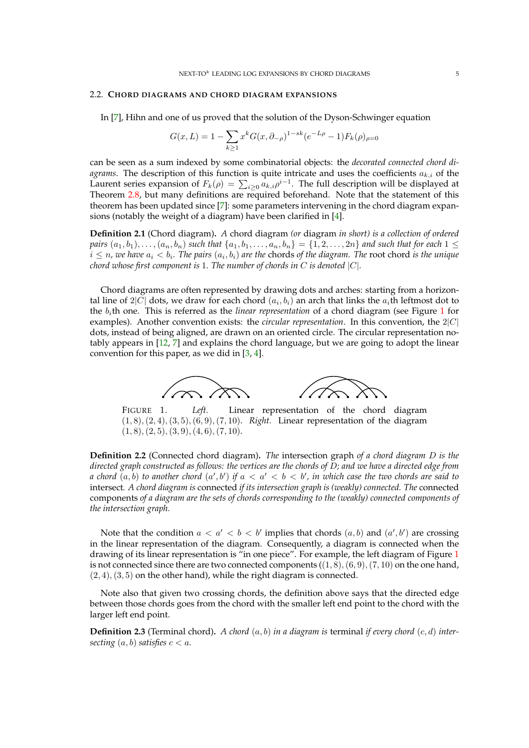### 2.2. Chord diagrams and chord diagram expansions

In [7], Hihn and one of us proved that the solution of the Dyson-Schwinger equation

$$G(x, L) = 1 - \sum_{k \geq 1} x^k G(x, \partial_{-\rho})^{1-sk} (e^{-L\rho} - 1) F_k(\rho)_{\rho=0}$$

can be seen as a sum indexed by some combinatorial objects: the *decorated connected chord diagrams*. The description of this function is quite intricate and uses the coefficients $a_{k,i}$ of the Laurent series expansion of $F_k(\rho) = \sum_{i \geq 0} a_{k,i} \rho^{i-1}$. The full description will be displayed at Theorem 2.8, but many definitions are required beforehand. Note that the statement of this theorem has been updated since [7]: some parameters intervening in the chord diagram expansions (notably the weight of a diagram) have been clarified in [4].

**Definition 2.1** (Chord diagram)**.** *A* chord diagram *(or* diagram *in short) is a collection of ordered pairs $(a_1, b_1), \ldots, (a_n, b_n)$ such that $\{a_1, b_1, \ldots, a_n, b_n\} = \{1, 2, \ldots, 2n\}$ and such that for each $1 \leq i \leq n$, we have $a_i < b_i$. The pairs $(a_i, b_i)$ are the* chords *of the diagram. The* root chord *is the unique chord whose first component is 1. The number of chords in $C$ is denoted $|C|$.*

Chord diagrams are often represented by drawing dots and arches: starting from a horizontal line of $2|C|$ dots, we draw for each chord $(a_i, b_i)$ an arch that links the $a_i$th leftmost dot to the $b_i$th one. This is referred as the *linear representation* of a chord diagram (see Figure 1 for examples). Another convention exists: the *circular representation*. In this convention, the $2|C|$ dots, instead of being aligned, are drawn on an oriented circle. The circular representation notably appears in [12, 7] and explains the chord language, but we are going to adopt the linear convention for this paper, as we did in [3, 4].

FIGURE 1. *Left.* Linear representation of the chord diagram $(1, 8), (2, 4), (3, 5), (6, 9), (7, 10)$. *Right.* Linear representation of the diagram $(1, 8), (2, 5), (3, 9), (4, 6), (7, 10)$.

**Definition 2.2** (Connected chord diagram)**.** *The* intersection graph *of a chord diagram $D$ is the directed graph constructed as follows: the vertices are the chords of $D$; and we have a directed edge from a chord $(a, b)$ to another chord $(a', b')$ if $a < a' < b < b'$, in which case the two chords are said to* intersect*. A chord diagram is* connected *if its intersection graph is (weakly) connected. The* connected components *of a diagram are the sets of chords corresponding to the (weakly) connected components of the intersection graph.*

Note that the condition $a < a' < b < b'$ implies that chords $(a, b)$ and $(a', b')$ are crossing in the linear representation of the diagram. Consequently, a diagram is connected when the drawing of its linear representation is "in one piece". For example, the left diagram of Figure 1 is not connected since there are two connected components ($(1, 8), (6, 9), (7, 10)$ on the one hand, $(2, 4), (3, 5)$ on the other hand), while the right diagram is connected.

Note also that given two crossing chords, the definition above says that the directed edge between those chords goes from the chord with the smaller left end point to the chord with the larger left end point.

**Definition 2.3** (Terminal chord)**.** *A chord $(a, b)$ in a diagram is* terminal *if every chord $(c, d)$ intersecting $(a, b)$ satisfies $c < a$.*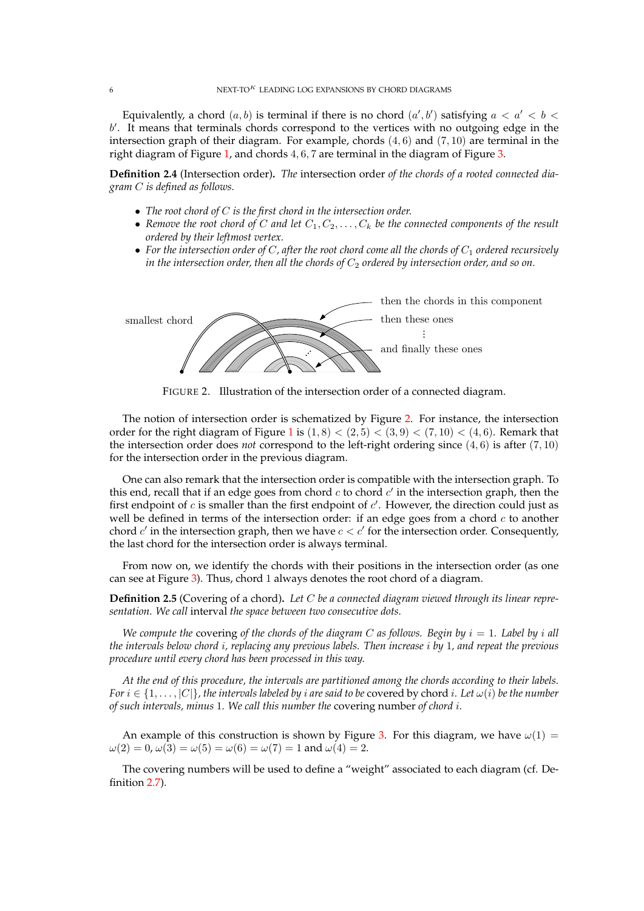Equivalently, a chord $(a, b)$ is terminal if there is no chord $(a', b')$ satisfying $a < a' < b < b'$. It means that terminals chords correspond to the vertices with no outgoing edge in the intersection graph of their diagram. For example, chords $(4, 6)$ and $(7, 10)$ are terminal in the right diagram of Figure 1, and chords $4, 6, 7$ are terminal in the diagram of Figure 3.

**Definition 2.4** (Intersection order)**.** *The* intersection order *of the chords of a rooted connected diagram $C$ is defined as follows.*

- *The root chord of $C$ is the first chord in the intersection order.*
- *Remove the root chord of $C$ and let $C_1, C_2, \ldots, C_k$ be the connected components of the result ordered by their leftmost vertex.*
- *For the intersection order of $C$, after the root chord come all the chords of $C_1$ ordered recursively in the intersection order, then all the chords of $C_2$ ordered by intersection order, and so on.*

smallest chord — then the chords in this component — then these ones — ⋮ — and finally these ones

FIGURE 2. Illustration of the intersection order of a connected diagram.

The notion of intersection order is schematized by Figure 2. For instance, the intersection order for the right diagram of Figure 1 is $(1, 8) < (2, 5) < (3, 9) < (7, 10) < (4, 6)$. Remark that the intersection order does *not* correspond to the left-right ordering since $(4, 6)$ is after $(7, 10)$ for the intersection order in the previous diagram.

One can also remark that the intersection order is compatible with the intersection graph. To this end, recall that if an edge goes from chord $c$ to chord $c'$ in the intersection graph, then the first endpoint of $c$ is smaller than the first endpoint of $c'$. However, the direction could just as well be defined in terms of the intersection order: if an edge goes from a chord $c$ to another chord $c'$ in the intersection graph, then we have $c < c'$ for the intersection order. Consequently, the last chord for the intersection order is always terminal.

From now on, we identify the chords with their positions in the intersection order (as one can see at Figure 3). Thus, chord $1$ always denotes the root chord of a diagram.

**Definition 2.5** (Covering of a chord)**.** *Let $C$ be a connected diagram viewed through its linear representation. We call* interval *the space between two consecutive dots.*

*We compute the* covering *of the chords of the diagram $C$ as follows. Begin by $i = 1$. Label by $i$ all the intervals below chord $i$, replacing any previous labels. Then increase $i$ by $1$, and repeat the previous procedure until every chord has been processed in this way.*

*At the end of this procedure, the intervals are partitioned among the chords according to their labels. For $i \in \{1, \ldots, |C|\}$, the intervals labeled by $i$ are said to be* covered by chord *$i$. Let $\omega(i)$ be the number of such intervals, minus $1$. We call this number the* covering number *of chord $i$.*

An example of this construction is shown by Figure 3. For this diagram, we have $\omega(1) = \omega(2) = 0$, $\omega(3) = \omega(5) = \omega(6) = \omega(7) = 1$ and $\omega(4) = 2$.

The covering numbers will be used to define a "weight" associated to each diagram (cf. Definition 2.7).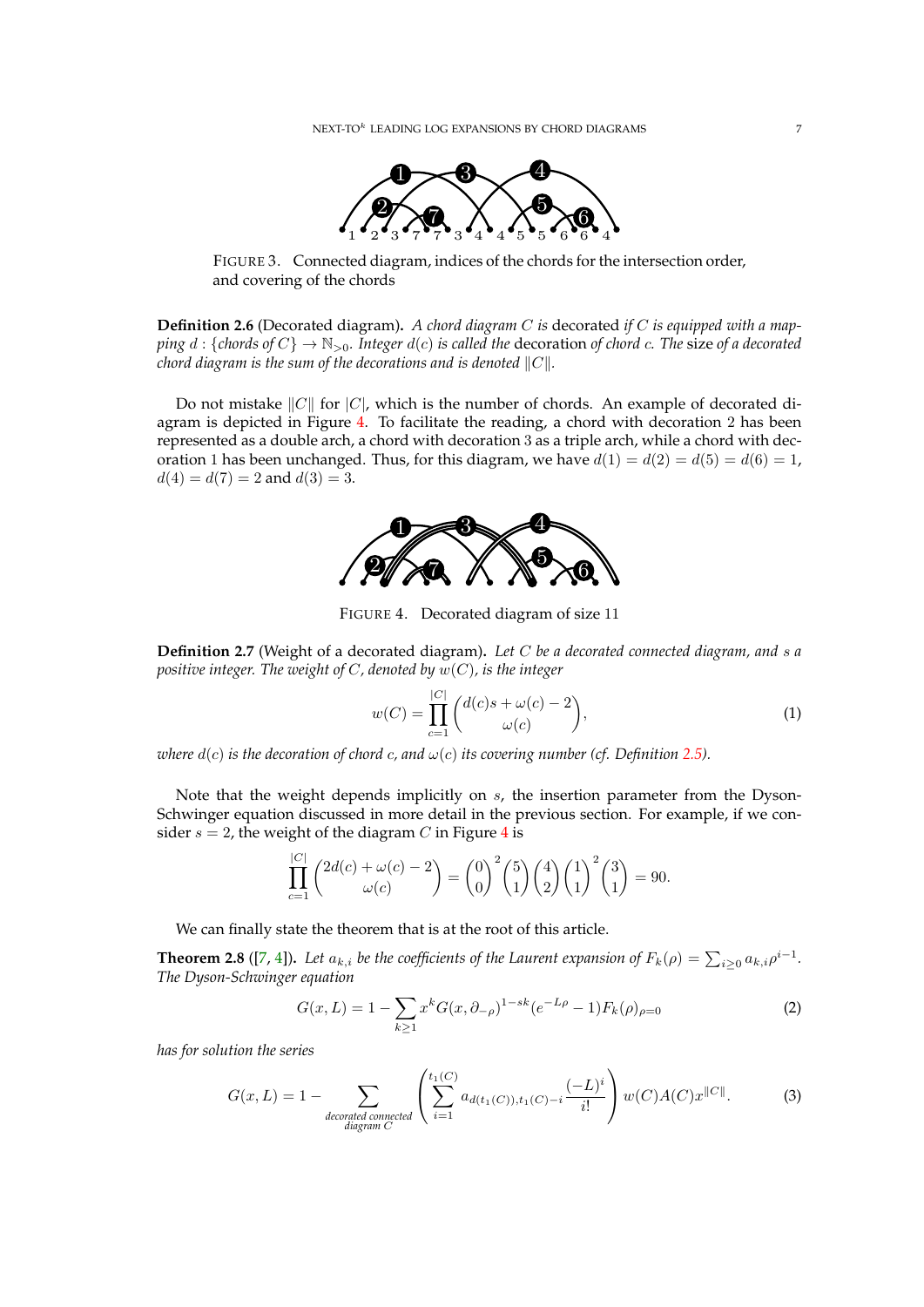FIGURE 3. Connected diagram, indices of the chords for the intersection order, and covering of the chords

**Definition 2.6** (Decorated diagram)**.** *A chord diagram $C$ is* decorated *if $C$ is equipped with a mapping $d$ : {chords of $C$} $\to \mathbb{N}_{>0}$. Integer $d(c)$ is called the* decoration *of chord $c$. The* size *of a decorated chord diagram is the sum of the decorations and is denoted $\|C\|$.*

Do not mistake $\|C\|$ for $|C|$, which is the number of chords. An example of decorated diagram is depicted in Figure 4. To facilitate the reading, a chord with decoration 2 has been represented as a double arch, a chord with decoration 3 as a triple arch, while a chord with decoration 1 has been unchanged. Thus, for this diagram, we have $d(1) = d(2) = d(5) = d(6) = 1$, $d(4) = d(7) = 2$ and $d(3) = 3$.

FIGURE 4. Decorated diagram of size 11

**Definition 2.7** (Weight of a decorated diagram)**.** *Let $C$ be a decorated connected diagram, and $s$ a positive integer. The weight of $C$, denoted by $w(C)$, is the integer*

$$w(C) = \prod_{c=1}^{|C|} \binom{d(c)s + \omega(c) - 2}{\omega(c)}, \tag{1}$$

*where $d(c)$ is the decoration of chord $c$, and $\omega(c)$ its covering number (cf. Definition 2.5).*

Note that the weight depends implicitly on $s$, the insertion parameter from the Dyson-Schwinger equation discussed in more detail in the previous section. For example, if we consider $s = 2$, the weight of the diagram $C$ in Figure 4 is

$$\prod_{c=1}^{|C|} \binom{2d(c) + \omega(c) - 2}{\omega(c)} = \binom{0}{0}^2 \binom{5}{1} \binom{4}{2} \binom{1}{1}^2 \binom{3}{1} = 90.$$

We can finally state the theorem that is at the root of this article.

**Theorem 2.8** ([7, 4])**.** *Let $a_{k,i}$ be the coefficients of the Laurent expansion of $F_k(\rho) = \sum_{i\geq 0} a_{k,i}\rho^{i-1}$. The Dyson-Schwinger equation*

$$G(x, L) = 1 - \sum_{k\geq 1} x^k G(x, \partial_{-\rho})^{1-sk}(e^{-L\rho} - 1)F_k(\rho)_{\rho=0} \tag{2}$$

*has for solution the series*

$$G(x, L) = 1 - \sum_{\substack{\text{decorated connected} \\ \text{diagram } C}} \left( \sum_{i=1}^{t_1(C)} a_{d(t_1(C)),t_1(C)-i} \frac{(-L)^i}{i!} \right) w(C) A(C) x^{\|C\|}. \tag{3}$$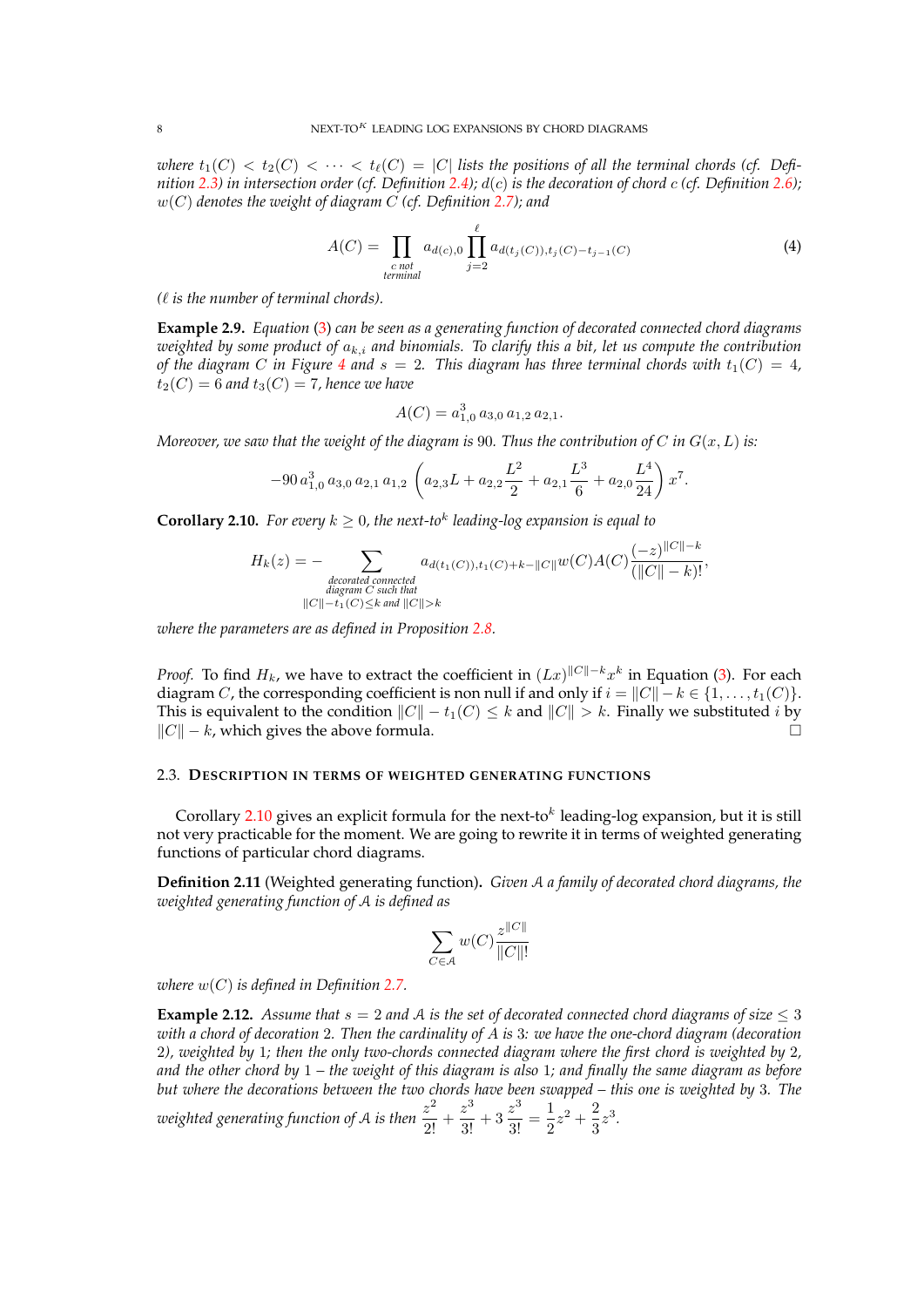*where $t_1(C) < t_2(C) < \cdots < t_\ell(C) = |C|$ lists the positions of all the terminal chords (cf. Definition 2.3) in intersection order (cf. Definition 2.4); $d(c)$ is the decoration of chord $c$ (cf. Definition 2.6); $w(C)$ denotes the weight of diagram $C$ (cf. Definition 2.7); and*

$$A(C) = \prod_{\substack{c \text{ not} \\ \text{terminal}}} a_{d(c),0} \prod_{j=2}^{\ell} a_{d(t_j(C)),t_j(C)-t_{j-1}(C)} \tag{4}$$

*($\ell$ is the number of terminal chords).*

**Example 2.9.** *Equation (3) can be seen as a generating function of decorated connected chord diagrams weighted by some product of $a_{k,i}$ and binomials. To clarify this a bit, let us compute the contribution of the diagram $C$ in Figure 4 and $s = 2$. This diagram has three terminal chords with $t_1(C) = 4$, $t_2(C) = 6$ and $t_3(C) = 7$, hence we have*

$$A(C) = a_{1,0}^3\, a_{3,0}\, a_{1,2}\, a_{2,1}.$$

*Moreover, we saw that the weight of the diagram is 90. Thus the contribution of $C$ in $G(x, L)$ is:*

$$-90\, a_{1,0}^3\, a_{3,0}\, a_{2,1}\, a_{1,2} \left( a_{2,3} L + a_{2,2} \frac{L^2}{2} + a_{2,1} \frac{L^3}{6} + a_{2,0} \frac{L^4}{24} \right) x^7.$$

**Corollary 2.10.** *For every $k \geq 0$, the next-to$^k$ leading-log expansion is equal to*

$$H_k(z) = - \sum_{\substack{\text{decorated connected} \\ \text{diagram } C \text{ such that} \\ \|C\| - t_1(C) \leq k \text{ and } \|C\| > k}} a_{d(t_1(C)),t_1(C)+k-\|C\|} w(C) A(C) \frac{(-z)^{\|C\|-k}}{(\|C\| - k)!},$$

*where the parameters are as defined in Proposition 2.8.*

*Proof.* To find $H_k$, we have to extract the coefficient in $(Lx)^{\|C\|-k} x^k$ in Equation (3). For each diagram $C$, the corresponding coefficient is non null if and only if $i = \|C\| - k \in \{1, \ldots, t_1(C)\}$. This is equivalent to the condition $\|C\| - t_1(C) \leq k$ and $\|C\| > k$. Finally we substituted $i$ by $\|C\| - k$, which gives the above formula. □

### 2.3. Description in terms of weighted generating functions

Corollary 2.10 gives an explicit formula for the next-to$^k$ leading-log expansion, but it is still not very practicable for the moment. We are going to rewrite it in terms of weighted generating functions of particular chord diagrams.

**Definition 2.11** (Weighted generating function)**.** *Given $\mathcal{A}$ a family of decorated chord diagrams, the weighted generating function of $\mathcal{A}$ is defined as*

$$\sum_{C \in \mathcal{A}} w(C) \frac{z^{\|C\|}}{\|C\|!}$$

*where $w(C)$ is defined in Definition 2.7.*

**Example 2.12.** *Assume that $s = 2$ and $\mathcal{A}$ is the set of decorated connected chord diagrams of size $\leq 3$ with a chord of decoration 2. Then the cardinality of $\mathcal{A}$ is 3: we have the one-chord diagram (decoration 2), weighted by 1; then the only two-chords connected diagram where the first chord is weighted by 2, and the other chord by 1 – the weight of this diagram is also 1; and finally the same diagram as before but where the decorations between the two chords have been swapped – this one is weighted by 3. The weighted generating function of $\mathcal{A}$ is then $\dfrac{z^2}{2!} + \dfrac{z^3}{3!} + 3\,\dfrac{z^3}{3!} = \dfrac{1}{2}z^2 + \dfrac{2}{3}z^3$.*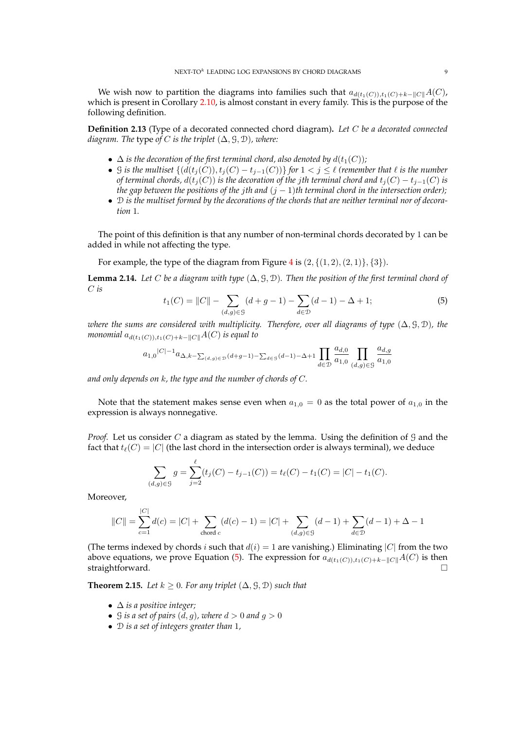We wish now to partition the diagrams into families such that $a_{d(t_1(C)),t_1(C)+k-\|C\|}A(C)$, which is present in Corollary 2.10, is almost constant in every family. This is the purpose of the following definition.

**Definition 2.13** (Type of a decorated connected chord diagram)**.** *Let $C$ be a decorated connected diagram. The* type *of $C$ is the triplet $(\Delta, \mathcal{G}, \mathcal{D})$, where:*

- *$\Delta$ is the decoration of the first terminal chord, also denoted by $d(t_1(C))$;*
- *$\mathcal{G}$ is the multiset $\{(d(t_j(C)), t_j(C) - t_{j-1}(C))\}$ for $1 < j \leq \ell$ (remember that $\ell$ is the number of terminal chords, $d(t_j(C))$ is the decoration of the $j$th terminal chord and $t_j(C) - t_{j-1}(C)$ is the gap between the positions of the $j$th and $(j-1)$th terminal chord in the intersection order);*
- *$\mathcal{D}$ is the multiset formed by the decorations of the chords that are neither terminal nor of decoration 1.*

The point of this definition is that any number of non-terminal chords decorated by 1 can be added in while not affecting the type.

For example, the type of the diagram from Figure 4 is $(2, \{(1,2),(2,1)\}, \{3\})$.

**Lemma 2.14.** *Let $C$ be a diagram with type $(\Delta, \mathcal{G}, \mathcal{D})$. Then the position of the first terminal chord of $C$ is*

$$t_1(C) = \|C\| - \sum_{(d,g)\in\mathcal{G}} (d+g-1) - \sum_{d\in\mathcal{D}} (d-1) - \Delta + 1; \tag{5}$$

*where the sums are considered with multiplicity. Therefore, over all diagrams of type $(\Delta, \mathcal{G}, \mathcal{D})$, the monomial $a_{d(t_1(C)),t_1(C)+k-\|C\|}A(C)$ is equal to*

$$a_{1,0}{}^{|C|-1} a_{\Delta, k-\sum_{(d,g)\in\mathcal{D}}(d+g-1)-\sum_{d\in\mathcal{G}}(d-1)-\Delta+1} \prod_{d\in\mathcal{D}} \frac{a_{d,0}}{a_{1,0}} \prod_{(d,g)\in\mathcal{G}} \frac{a_{d,g}}{a_{1,0}}$$

*and only depends on $k$, the type and the number of chords of $C$.*

Note that the statement makes sense even when $a_{1,0} = 0$ as the total power of $a_{1,0}$ in the expression is always nonnegative.

*Proof.* Let us consider $C$ a diagram as stated by the lemma. Using the definition of $\mathcal{G}$ and the fact that $t_\ell(C) = |C|$ (the last chord in the intersection order is always terminal), we deduce

$$\sum_{(d,g)\in\mathcal{G}} g = \sum_{j=2}^{\ell} (t_j(C) - t_{j-1}(C)) = t_\ell(C) - t_1(C) = |C| - t_1(C).$$

Moreover,

$$\|C\| = \sum_{c=1}^{|C|} d(c) = |C| + \sum_{\text{chord } c} (d(c) - 1) = |C| + \sum_{(d,g)\in\mathcal{G}} (d-1) + \sum_{d\in\mathcal{D}} (d-1) + \Delta - 1$$

(The terms indexed by chords $i$ such that $d(i) = 1$ are vanishing.) Eliminating $|C|$ from the two above equations, we prove Equation (5). The expression for $a_{d(t_1(C)),t_1(C)+k-\|C\|}A(C)$ is then straightforward. $\square$

**Theorem 2.15.** *Let $k \geq 0$. For any triplet $(\Delta, \mathcal{G}, \mathcal{D})$ such that*

- *$\Delta$ is a positive integer;*
- *$\mathcal{G}$ is a set of pairs $(d, g)$, where $d > 0$ and $g > 0$*
- *$\mathcal{D}$ is a set of integers greater than 1,*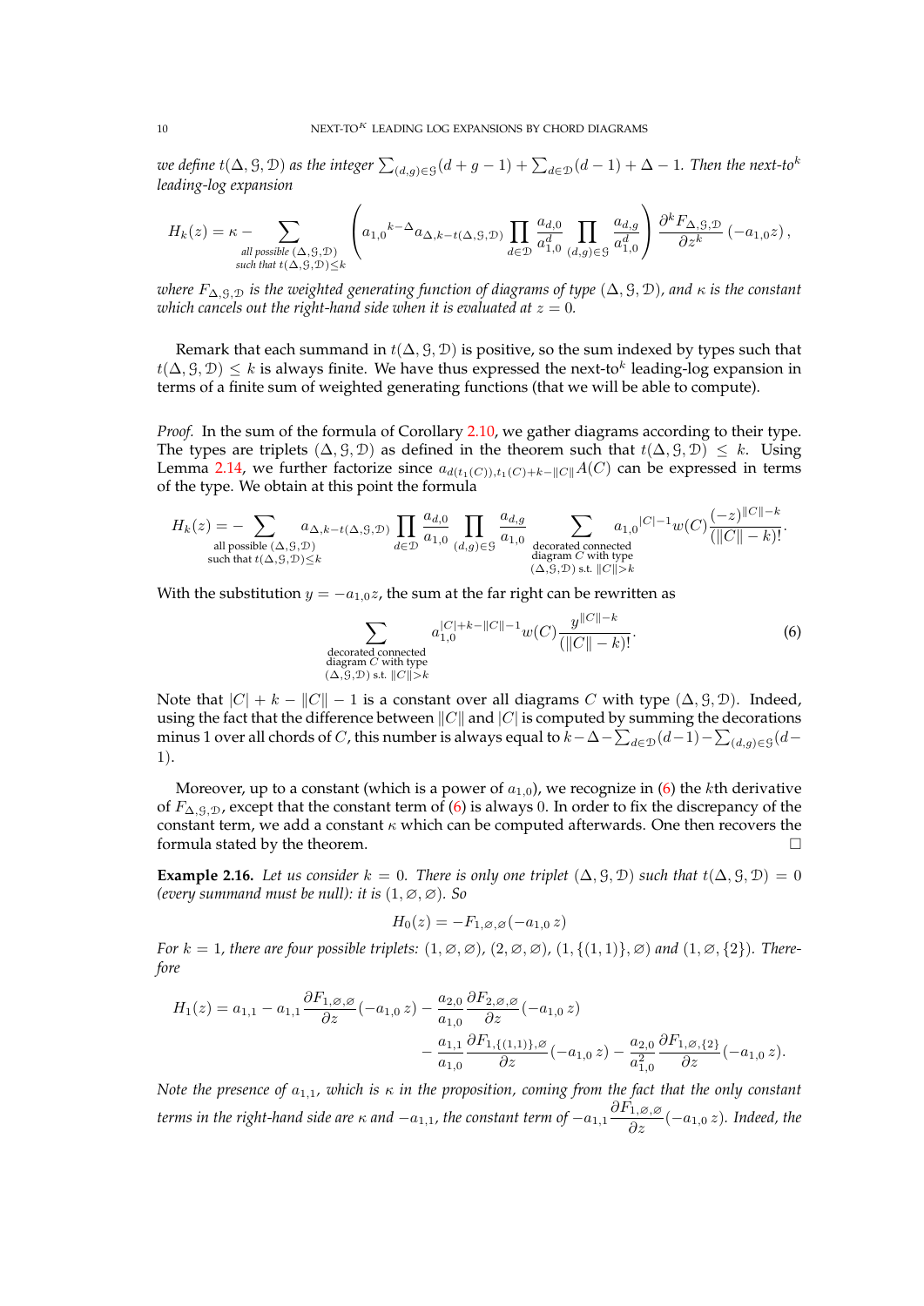*we define $t(\Delta, \mathcal{G}, \mathcal{D})$ as the integer $\sum_{(d,g)\in\mathcal{G}}(d+g-1) + \sum_{d\in\mathcal{D}}(d-1) + \Delta - 1$. Then the next-to$^k$ leading-log expansion*

$$H_k(z) = \kappa - \sum_{\substack{\text{all possible } (\Delta,\mathcal{G},\mathcal{D})\\ \text{such that } t(\Delta,\mathcal{G},\mathcal{D})\le k}} \left( {a_{1,0}}^{k-\Delta} a_{\Delta,k-t(\Delta,\mathcal{G},\mathcal{D})} \prod_{d\in\mathcal{D}} \frac{a_{d,0}}{a_{1,0}^d} \prod_{(d,g)\in\mathcal{G}} \frac{a_{d,g}}{a_{1,0}^d} \right) \frac{\partial^k F_{\Delta,\mathcal{G},\mathcal{D}}}{\partial z^k}\left(-a_{1,0}z\right),$$

*where $F_{\Delta,\mathcal{G},\mathcal{D}}$ is the weighted generating function of diagrams of type $(\Delta, \mathcal{G}, \mathcal{D})$, and $\kappa$ is the constant which cancels out the right-hand side when it is evaluated at $z = 0$.*

Remark that each summand in $t(\Delta, \mathcal{G}, \mathcal{D})$ is positive, so the sum indexed by types such that $t(\Delta, \mathcal{G}, \mathcal{D}) \le k$ is always finite. We have thus expressed the next-to$^k$ leading-log expansion in terms of a finite sum of weighted generating functions (that we will be able to compute).

*Proof.* In the sum of the formula of Corollary 2.10, we gather diagrams according to their type. The types are triplets $(\Delta, \mathcal{G}, \mathcal{D})$ as defined in the theorem such that $t(\Delta, \mathcal{G}, \mathcal{D}) \le k$. Using Lemma 2.14, we further factorize since $a_{d(t_1(C)),t_1(C)+k-\|C\|}A(C)$ can be expressed in terms of the type. We obtain at this point the formula

$$H_k(z) = -\sum_{\substack{\text{all possible } (\Delta,\mathcal{G},\mathcal{D})\\ \text{such that } t(\Delta,\mathcal{G},\mathcal{D})\le k}} a_{\Delta,k-t(\Delta,\mathcal{G},\mathcal{D})} \prod_{d\in\mathcal{D}} \frac{a_{d,0}}{a_{1,0}} \prod_{(d,g)\in\mathcal{G}} \frac{a_{d,g}}{a_{1,0}} \sum_{\substack{\text{decorated connected}\\ \text{diagram } C \text{ with type}\\ (\Delta,\mathcal{G},\mathcal{D}) \text{ s.t. } \|C\|>k}} {a_{1,0}}^{|C|-1} w(C) \frac{(-z)^{\|C\|-k}}{(\|C\|-k)!}.$$

With the substitution $y = -a_{1,0}z$, the sum at the far right can be rewritten as

$$\sum_{\substack{\text{decorated connected}\\ \text{diagram } C \text{ with type}\\ (\Delta,\mathcal{G},\mathcal{D}) \text{ s.t. } \|C\|>k}} a_{1,0}^{|C|+k-\|C\|-1} w(C) \frac{y^{\|C\|-k}}{(\|C\|-k)!}. \tag{6}$$

Note that $|C| + k - \|C\| - 1$ is a constant over all diagrams $C$ with type $(\Delta, \mathcal{G}, \mathcal{D})$. Indeed, using the fact that the difference between $\|C\|$ and $|C|$ is computed by summing the decorations minus 1 over all chords of $C$, this number is always equal to $k - \Delta - \sum_{d\in\mathcal{D}}(d-1) - \sum_{(d,g)\in\mathcal{G}}(d-1)$.

Moreover, up to a constant (which is a power of $a_{1,0}$), we recognize in (6) the $k$th derivative of $F_{\Delta,\mathcal{G},\mathcal{D}}$, except that the constant term of (6) is always 0. In order to fix the discrepancy of the constant term, we add a constant $\kappa$ which can be computed afterwards. One then recovers the formula stated by the theorem. $\square$

**Example 2.16.** *Let us consider $k = 0$. There is only one triplet $(\Delta, \mathcal{G}, \mathcal{D})$ such that $t(\Delta, \mathcal{G}, \mathcal{D}) = 0$ (every summand must be null): it is $(1, \varnothing, \varnothing)$. So*

$$H_0(z) = -F_{1,\varnothing,\varnothing}(-a_{1,0}\, z)$$

*For $k = 1$, there are four possible triplets: $(1, \varnothing, \varnothing)$, $(2, \varnothing, \varnothing)$, $(1, \{(1, 1)\}, \varnothing)$ and $(1, \varnothing, \{2\})$. Therefore*

$$H_1(z) = a_{1,1} - a_{1,1}\frac{\partial F_{1,\varnothing,\varnothing}}{\partial z}(-a_{1,0}\, z) - \frac{a_{2,0}}{a_{1,0}}\frac{\partial F_{2,\varnothing,\varnothing}}{\partial z}(-a_{1,0}\, z) \\ - \frac{a_{1,1}}{a_{1,0}}\frac{\partial F_{1,\{(1,1)\},\varnothing}}{\partial z}(-a_{1,0}\, z) - \frac{a_{2,0}}{a_{1,0}^2}\frac{\partial F_{1,\varnothing,\{2\}}}{\partial z}(-a_{1,0}\, z).$$

*Note the presence of $a_{1,1}$, which is $\kappa$ in the proposition, coming from the fact that the only constant terms in the right-hand side are $\kappa$ and $-a_{1,1}$, the constant term of $-a_{1,1}\dfrac{\partial F_{1,\varnothing,\varnothing}}{\partial z}(-a_{1,0}\, z)$. Indeed, the*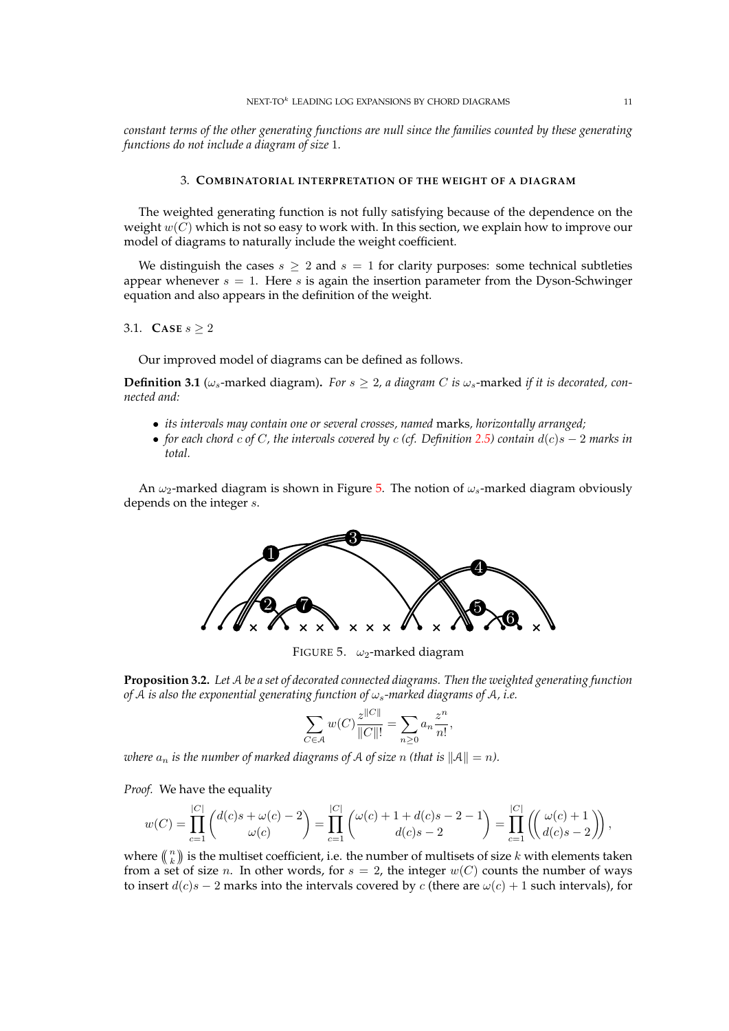*constant terms of the other generating functions are null since the families counted by these generating functions do not include a diagram of size* 1*.*

## 3. Combinatorial interpretation of the weight of a diagram

The weighted generating function is not fully satisfying because of the dependence on the weight $w(C)$ which is not so easy to work with. In this section, we explain how to improve our model of diagrams to naturally include the weight coefficient.

We distinguish the cases $s \geq 2$ and $s = 1$ for clarity purposes: some technical subtleties appear whenever $s = 1$. Here $s$ is again the insertion parameter from the Dyson-Schwinger equation and also appears in the definition of the weight.

### 3.1. Case $s \geq 2$

Our improved model of diagrams can be defined as follows.

**Definition 3.1** ($\omega_s$-marked diagram)**.** *For $s \geq 2$, a diagram $C$ is $\omega_s$-*marked *if it is decorated, connected and:*

- *its intervals may contain one or several crosses, named* marks*, horizontally arranged;*
- *for each chord $c$ of $C$, the intervals covered by $c$ (cf. Definition 2.5) contain $d(c)s - 2$ marks in total.*

An $\omega_2$-marked diagram is shown in Figure 5. The notion of $\omega_s$-marked diagram obviously depends on the integer $s$.

FIGURE 5. $\omega_2$-marked diagram

**Proposition 3.2.** *Let $\mathcal{A}$ be a set of decorated connected diagrams. Then the weighted generating function of $\mathcal{A}$ is also the exponential generating function of $\omega_s$-marked diagrams of $\mathcal{A}$, i.e.*

$$\sum_{C \in \mathcal{A}} w(C) \frac{z^{\|C\|}}{\|C\|!} = \sum_{n \geq 0} a_n \frac{z^n}{n!},$$

*where $a_n$ is the number of marked diagrams of $\mathcal{A}$ of size $n$ (that is $\|\mathcal{A}\| = n$).*

*Proof.* We have the equality

$$w(C) = \prod_{c=1}^{|C|} \binom{d(c)s + \omega(c) - 2}{\omega(c)} = \prod_{c=1}^{|C|} \binom{\omega(c) + 1 + d(c)s - 2 - 1}{d(c)s - 2} = \prod_{c=1}^{|C|} \left(\!\!\binom{\omega(c) + 1}{d(c)s - 2}\!\!\right),$$

where $\left(\!\binom{n}{k}\!\right)$ is the multiset coefficient, i.e. the number of multisets of size $k$ with elements taken from a set of size $n$. In other words, for $s = 2$, the integer $w(C)$ counts the number of ways to insert $d(c)s - 2$ marks into the intervals covered by $c$ (there are $\omega(c) + 1$ such intervals), for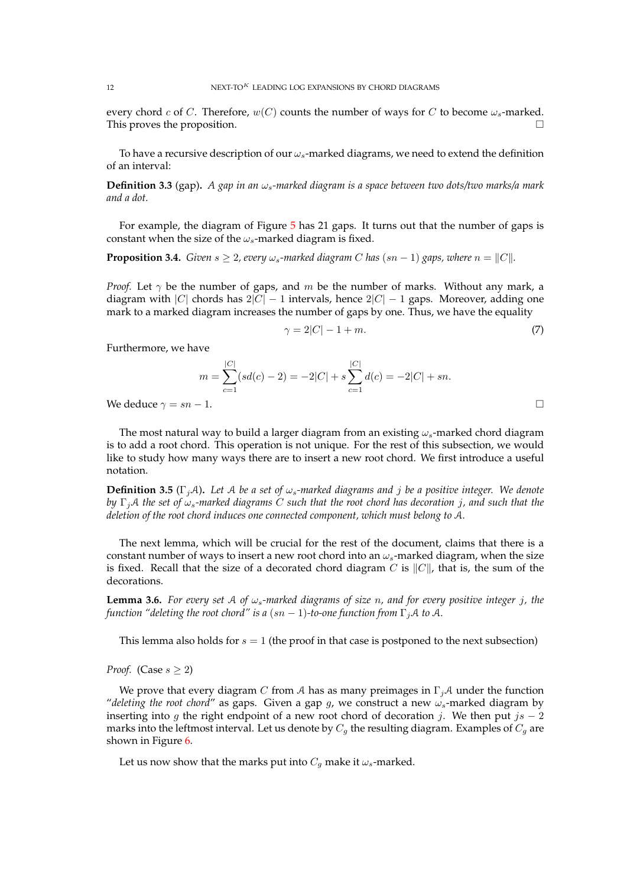every chord $c$ of $C$. Therefore, $w(C)$ counts the number of ways for $C$ to become $\omega_s$-marked. This proves the proposition. □

To have a recursive description of our $\omega_s$-marked diagrams, we need to extend the definition of an interval:

**Definition 3.3** (gap)**.** *A gap in an $\omega_s$-marked diagram is a space between two dots/two marks/a mark and a dot.*

For example, the diagram of Figure 5 has 21 gaps. It turns out that the number of gaps is constant when the size of the $\omega_s$-marked diagram is fixed.

**Proposition 3.4.** *Given $s \geq 2$, every $\omega_s$-marked diagram $C$ has $(sn-1)$ gaps, where $n = \|C\|$.*

*Proof.* Let $\gamma$ be the number of gaps, and $m$ be the number of marks. Without any mark, a diagram with $|C|$ chords has $2|C|-1$ intervals, hence $2|C|-1$ gaps. Moreover, adding one mark to a marked diagram increases the number of gaps by one. Thus, we have the equality

$$\gamma = 2|C| - 1 + m. \tag{7}$$

Furthermore, we have

$$m = \sum_{c=1}^{|C|} (sd(c) - 2) = -2|C| + s\sum_{c=1}^{|C|} d(c) = -2|C| + sn.$$

We deduce $\gamma = sn - 1$. □

The most natural way to build a larger diagram from an existing $\omega_s$-marked chord diagram is to add a root chord. This operation is not unique. For the rest of this subsection, we would like to study how many ways there are to insert a new root chord. We first introduce a useful notation.

**Definition 3.5** ($\Gamma_j \mathcal{A}$)**.** *Let $\mathcal{A}$ be a set of $\omega_s$-marked diagrams and $j$ be a positive integer. We denote by $\Gamma_j \mathcal{A}$ the set of $\omega_s$-marked diagrams $C$ such that the root chord has decoration $j$, and such that the deletion of the root chord induces one connected component, which must belong to $\mathcal{A}$.*

The next lemma, which will be crucial for the rest of the document, claims that there is a constant number of ways to insert a new root chord into an $\omega_s$-marked diagram, when the size is fixed. Recall that the size of a decorated chord diagram $C$ is $\|C\|$, that is, the sum of the decorations.

**Lemma 3.6.** *For every set $\mathcal{A}$ of $\omega_s$-marked diagrams of size $n$, and for every positive integer $j$, the function "deleting the root chord" is a $(sn-1)$-to-one function from $\Gamma_j \mathcal{A}$ to $\mathcal{A}$.*

This lemma also holds for $s = 1$ (the proof in that case is postponed to the next subsection)

*Proof.* (Case $s \geq 2$)

We prove that every diagram $C$ from $\mathcal{A}$ has as many preimages in $\Gamma_j \mathcal{A}$ under the function "*deleting the root chord*" as gaps. Given a gap $g$, we construct a new $\omega_s$-marked diagram by inserting into $g$ the right endpoint of a new root chord of decoration $j$. We then put $js - 2$ marks into the leftmost interval. Let us denote by $C_g$ the resulting diagram. Examples of $C_g$ are shown in Figure 6.

Let us now show that the marks put into $C_g$ make it $\omega_s$-marked.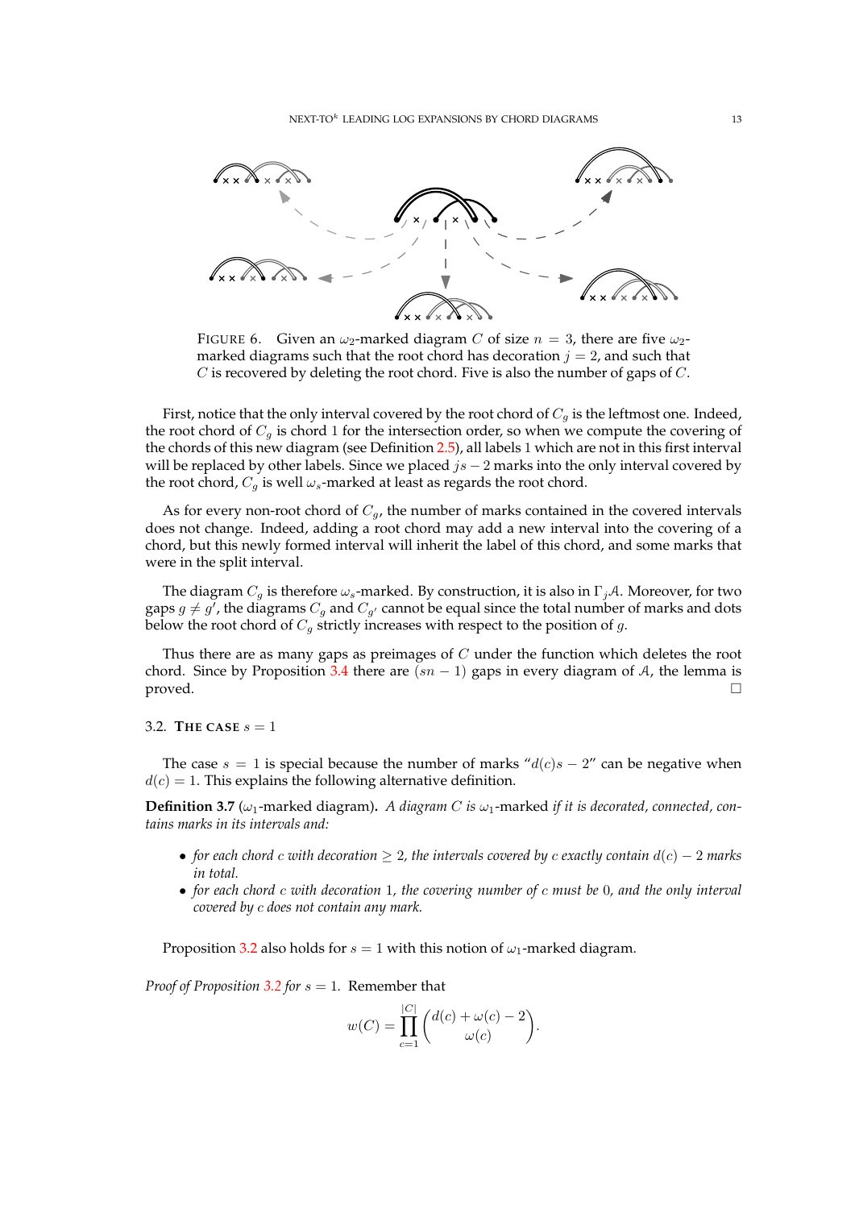FIGURE 6. Given an $\omega_2$-marked diagram $C$ of size $n = 3$, there are five $\omega_2$-marked diagrams such that the root chord has decoration $j = 2$, and such that $C$ is recovered by deleting the root chord. Five is also the number of gaps of $C$.

First, notice that the only interval covered by the root chord of $C_g$ is the leftmost one. Indeed, the root chord of $C_g$ is chord 1 for the intersection order, so when we compute the covering of the chords of this new diagram (see Definition 2.5), all labels 1 which are not in this first interval will be replaced by other labels. Since we placed $js - 2$ marks into the only interval covered by the root chord, $C_g$ is well $\omega_s$-marked at least as regards the root chord.

As for every non-root chord of $C_g$, the number of marks contained in the covered intervals does not change. Indeed, adding a root chord may add a new interval into the covering of a chord, but this newly formed interval will inherit the label of this chord, and some marks that were in the split interval.

The diagram $C_g$ is therefore $\omega_s$-marked. By construction, it is also in $\Gamma_j\mathcal{A}$. Moreover, for two gaps $g \neq g'$, the diagrams $C_g$ and $C_{g'}$ cannot be equal since the total number of marks and dots below the root chord of $C_g$ strictly increases with respect to the position of $g$.

Thus there are as many gaps as preimages of $C$ under the function which deletes the root chord. Since by Proposition 3.4 there are $(sn - 1)$ gaps in every diagram of $\mathcal{A}$, the lemma is proved. □

### 3.2. The case $s = 1$

The case $s = 1$ is special because the number of marks "$d(c)s - 2$" can be negative when $d(c) = 1$. This explains the following alternative definition.

**Definition 3.7** ($\omega_1$-marked diagram)**.** *A diagram $C$ is $\omega_1$-marked if it is decorated, connected, contains marks in its intervals and:*

- *for each chord $c$ with decoration $\geq 2$, the intervals covered by $c$ exactly contain $d(c) - 2$ marks in total.*
- *for each chord $c$ with decoration 1, the covering number of $c$ must be 0, and the only interval covered by $c$ does not contain any mark.*

Proposition 3.2 also holds for $s = 1$ with this notion of $\omega_1$-marked diagram.

*Proof of Proposition 3.2 for $s = 1$.* Remember that

$$w(C) = \prod_{c=1}^{|C|} \binom{d(c) + \omega(c) - 2}{\omega(c)}.$$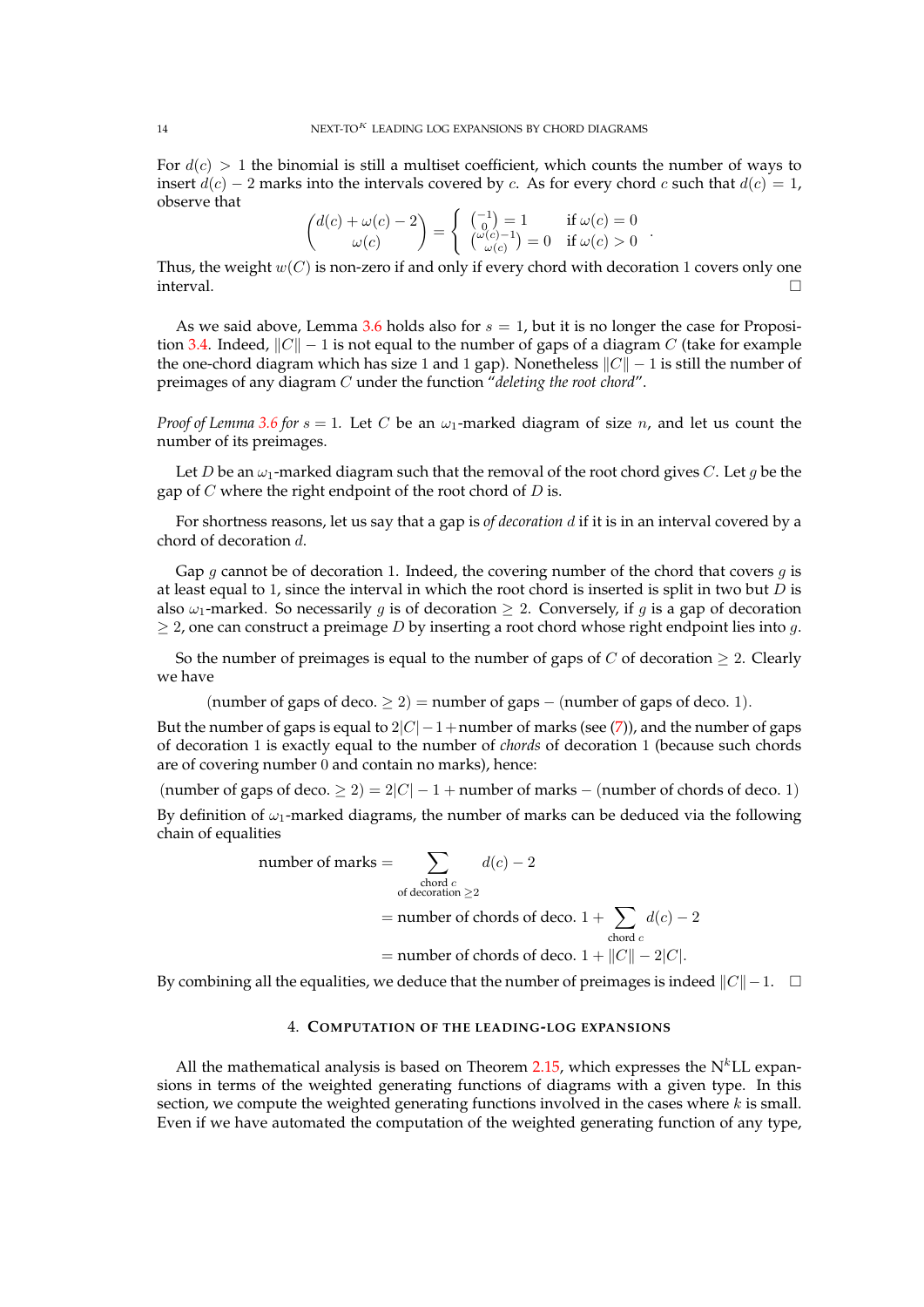For $d(c) > 1$ the binomial is still a multiset coefficient, which counts the number of ways to insert $d(c) - 2$ marks into the intervals covered by $c$. As for every chord $c$ such that $d(c) = 1$, observe that

$$\binom{d(c) + \omega(c) - 2}{\omega(c)} = \begin{cases} \binom{-1}{0} = 1 & \text{if } \omega(c) = 0 \\ \binom{\omega(c)-1}{\omega(c)} = 0 & \text{if } \omega(c) > 0 \end{cases}.$$

Thus, the weight $w(C)$ is non-zero if and only if every chord with decoration 1 covers only one interval. □

As we said above, Lemma 3.6 holds also for $s = 1$, but it is no longer the case for Proposition 3.4. Indeed, $\|C\| - 1$ is not equal to the number of gaps of a diagram $C$ (take for example the one-chord diagram which has size 1 and 1 gap). Nonetheless $\|C\| - 1$ is still the number of preimages of any diagram $C$ under the function "*deleting the root chord*".

*Proof of Lemma 3.6 for $s = 1$.* Let $C$ be an $\omega_1$-marked diagram of size $n$, and let us count the number of its preimages.

Let $D$ be an $\omega_1$-marked diagram such that the removal of the root chord gives $C$. Let $g$ be the gap of $C$ where the right endpoint of the root chord of $D$ is.

For shortness reasons, let us say that a gap is *of decoration $d$* if it is in an interval covered by a chord of decoration $d$.

Gap $g$ cannot be of decoration 1. Indeed, the covering number of the chord that covers $g$ is at least equal to 1, since the interval in which the root chord is inserted is split in two but $D$ is also $\omega_1$-marked. So necessarily $g$ is of decoration $\geq 2$. Conversely, if $g$ is a gap of decoration $\geq 2$, one can construct a preimage $D$ by inserting a root chord whose right endpoint lies into $g$.

So the number of preimages is equal to the number of gaps of $C$ of decoration $\geq 2$. Clearly we have

$$(\text{number of gaps of deco.} \geq 2) = \text{number of gaps} - (\text{number of gaps of deco. } 1).$$

But the number of gaps is equal to $2|C| - 1 + \text{number of marks}$ (see (7)), and the number of gaps of decoration 1 is exactly equal to the number of *chords* of decoration 1 (because such chords are of covering number 0 and contain no marks), hence:

$$(\text{number of gaps of deco.} \geq 2) = 2|C| - 1 + \text{number of marks} - (\text{number of chords of deco. } 1)$$

By definition of $\omega_1$-marked diagrams, the number of marks can be deduced via the following chain of equalities

$$\begin{aligned}
\text{number of marks} &= \sum_{\substack{\text{chord } c \\ \text{of decoration } \geq 2}} d(c) - 2 \\
&= \text{number of chords of deco. } 1 + \sum_{\text{chord } c} d(c) - 2 \\
&= \text{number of chords of deco. } 1 + \|C\| - 2|C|.
\end{aligned}$$

By combining all the equalities, we deduce that the number of preimages is indeed $\|C\| - 1$. □

## 4. Computation of the leading-log expansions

All the mathematical analysis is based on Theorem 2.15, which expresses the N$^k$LL expansions in terms of the weighted generating functions of diagrams with a given type. In this section, we compute the weighted generating functions involved in the cases where $k$ is small. Even if we have automated the computation of the weighted generating function of any type,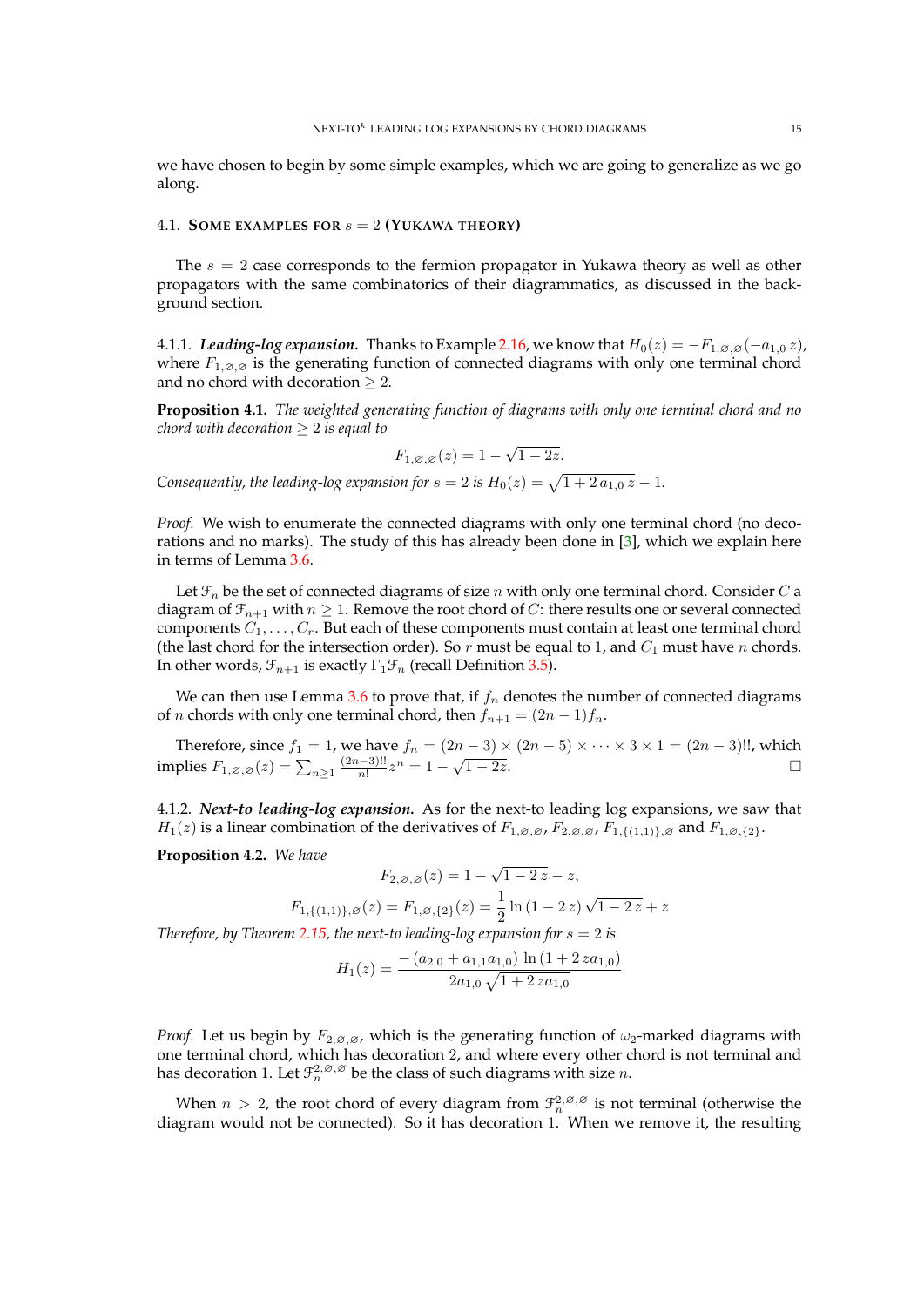we have chosen to begin by some simple examples, which we are going to generalize as we go along.

### 4.1. Some examples for $s = 2$ (Yukawa theory)

The $s = 2$ case corresponds to the fermion propagator in Yukawa theory as well as other propagators with the same combinatorics of their diagrammatics, as discussed in the background section.

4.1.1. ***Leading-log expansion.*** Thanks to Example 2.16, we know that $H_0(z) = -F_{1,\varnothing,\varnothing}(-a_{1,0}\,z)$, where $F_{1,\varnothing,\varnothing}$ is the generating function of connected diagrams with only one terminal chord and no chord with decoration $\geq 2$.

**Proposition 4.1.** *The weighted generating function of diagrams with only one terminal chord and no chord with decoration $\geq 2$ is equal to*

$$F_{1,\varnothing,\varnothing}(z) = 1 - \sqrt{1-2z}.$$

*Consequently, the leading-log expansion for $s = 2$ is $H_0(z) = \sqrt{1 + 2\,a_{1,0}\,z} - 1$.*

*Proof.* We wish to enumerate the connected diagrams with only one terminal chord (no decorations and no marks). The study of this has already been done in [3], which we explain here in terms of Lemma 3.6.

Let $\mathcal{F}_n$ be the set of connected diagrams of size $n$ with only one terminal chord. Consider $C$ a diagram of $\mathcal{F}_{n+1}$ with $n \geq 1$. Remove the root chord of $C$: there results one or several connected components $C_1, \ldots, C_r$. But each of these components must contain at least one terminal chord (the last chord for the intersection order). So $r$ must be equal to 1, and $C_1$ must have $n$ chords. In other words, $\mathcal{F}_{n+1}$ is exactly $\Gamma_1 \mathcal{F}_n$ (recall Definition 3.5).

We can then use Lemma 3.6 to prove that, if $f_n$ denotes the number of connected diagrams of $n$ chords with only one terminal chord, then $f_{n+1} = (2n-1) f_n$.

Therefore, since $f_1 = 1$, we have $f_n = (2n-3) \times (2n-5) \times \cdots \times 3 \times 1 = (2n-3)!!$, which implies $F_{1,\varnothing,\varnothing}(z) = \sum_{n\geq 1} \frac{(2n-3)!!}{n!} z^n = 1 - \sqrt{1-2z}$. □

4.1.2. ***Next-to leading-log expansion.*** As for the next-to leading log expansions, we saw that $H_1(z)$ is a linear combination of the derivatives of $F_{1,\varnothing,\varnothing}$, $F_{2,\varnothing,\varnothing}$, $F_{1,\{(1,1)\},\varnothing}$ and $F_{1,\varnothing,\{2\}}$.

**Proposition 4.2.** *We have*

$$F_{2,\varnothing,\varnothing}(z) = 1 - \sqrt{1-2\,z} - z,$$

$$F_{1,\{(1,1)\},\varnothing}(z) = F_{1,\varnothing,\{2\}}(z) = \frac{1}{2} \ln(1-2\,z)\,\sqrt{1-2\,z} + z$$

*Therefore, by Theorem 2.15, the next-to leading-log expansion for $s = 2$ is*

$$H_1(z) = \frac{-\left(a_{2,0} + a_{1,1}a_{1,0}\right)\,\ln(1+2\,z a_{1,0})}{2a_{1,0}\,\sqrt{1+2\,z a_{1,0}}}$$

*Proof.* Let us begin by $F_{2,\varnothing,\varnothing}$, which is the generating function of $\omega_2$-marked diagrams with one terminal chord, which has decoration 2, and where every other chord is not terminal and has decoration 1. Let $\mathcal{F}_n^{2,\varnothing,\varnothing}$ be the class of such diagrams with size $n$.

When $n > 2$, the root chord of every diagram from $\mathcal{F}_n^{2,\varnothing,\varnothing}$ is not terminal (otherwise the diagram would not be connected). So it has decoration 1. When we remove it, the resulting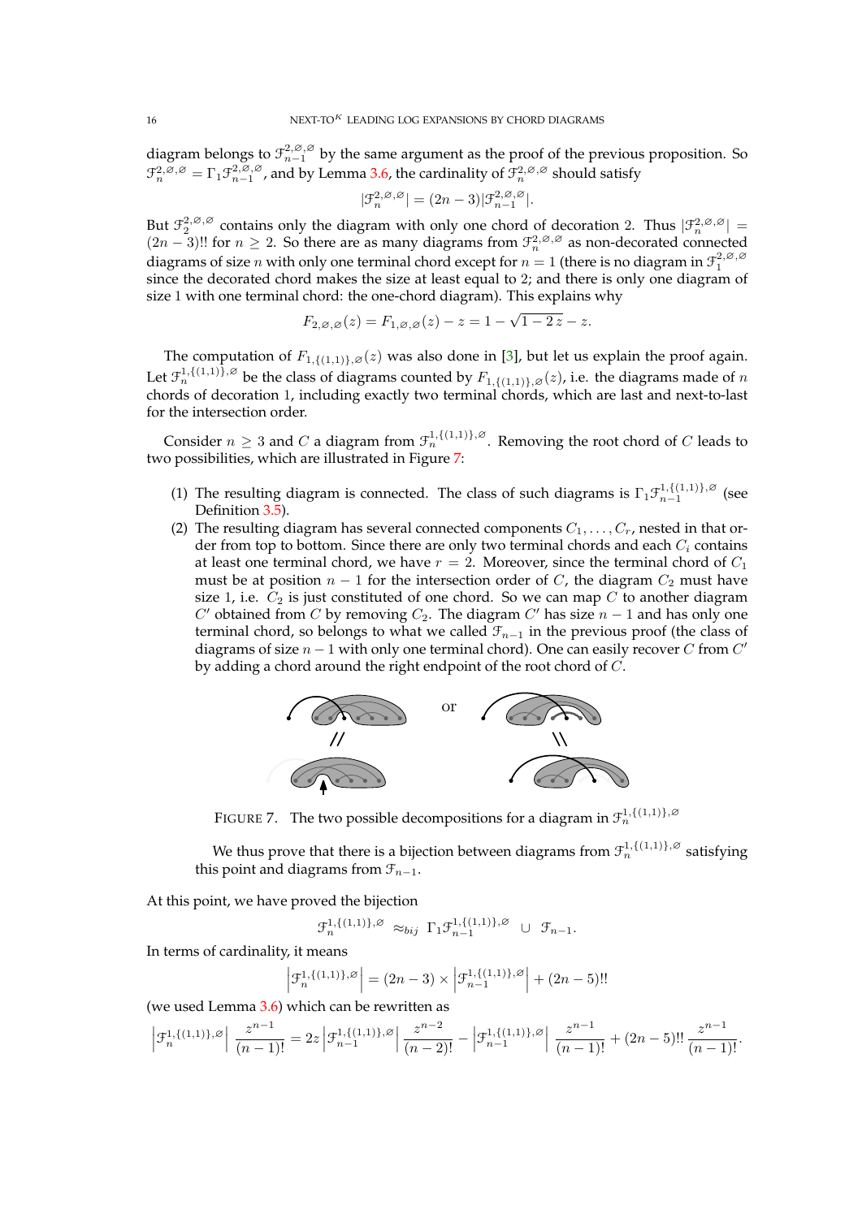diagram belongs to $\mathcal{F}_{n-1}^{2,\varnothing,\varnothing}$ by the same argument as the proof of the previous proposition. So $\mathcal{F}_{n}^{2,\varnothing,\varnothing} = \Gamma_1 \mathcal{F}_{n-1}^{2,\varnothing,\varnothing}$, and by Lemma 3.6, the cardinality of $\mathcal{F}_{n}^{2,\varnothing,\varnothing}$ should satisfy

$$|\mathcal{F}_{n}^{2,\varnothing,\varnothing}| = (2n-3)|\mathcal{F}_{n-1}^{2,\varnothing,\varnothing}|.$$

But $\mathcal{F}_{2}^{2,\varnothing,\varnothing}$ contains only the diagram with only one chord of decoration 2. Thus $|\mathcal{F}_{n}^{2,\varnothing,\varnothing}| = (2n-3)!!$ for $n \geq 2$. So there are as many diagrams from $\mathcal{F}_{n}^{2,\varnothing,\varnothing}$ as non-decorated connected diagrams of size $n$ with only one terminal chord except for $n = 1$ (there is no diagram in $\mathcal{F}_{1}^{2,\varnothing,\varnothing}$ since the decorated chord makes the size at least equal to 2; and there is only one diagram of size 1 with one terminal chord: the one-chord diagram). This explains why

$$F_{2,\varnothing,\varnothing}(z) = F_{1,\varnothing,\varnothing}(z) - z = 1 - \sqrt{1-2z} - z.$$

The computation of $F_{1,\{(1,1)\},\varnothing}(z)$ was also done in [3], but let us explain the proof again. Let $\mathcal{F}_{n}^{1,\{(1,1)\},\varnothing}$ be the class of diagrams counted by $F_{1,\{(1,1)\},\varnothing}(z)$, i.e. the diagrams made of $n$ chords of decoration 1, including exactly two terminal chords, which are last and next-to-last for the intersection order.

Consider $n \geq 3$ and $C$ a diagram from $\mathcal{F}_{n}^{1,\{(1,1)\},\varnothing}$. Removing the root chord of $C$ leads to two possibilities, which are illustrated in Figure 7:

1. The resulting diagram is connected. The class of such diagrams is $\Gamma_1 \mathcal{F}_{n-1}^{1,\{(1,1)\},\varnothing}$ (see Definition 3.5).
2. The resulting diagram has several connected components $C_1, \ldots, C_r$, nested in that order from top to bottom. Since there are only two terminal chords and each $C_i$ contains at least one terminal chord, we have $r = 2$. Moreover, since the terminal chord of $C_1$ must be at position $n-1$ for the intersection order of $C$, the diagram $C_2$ must have size 1, i.e. $C_2$ is just constituted of one chord. So we can map $C$ to another diagram $C'$ obtained from $C$ by removing $C_2$. The diagram $C'$ has size $n-1$ and has only one terminal chord, so belongs to what we called $\mathcal{F}_{n-1}$ in the previous proof (the class of diagrams of size $n-1$ with only one terminal chord). One can easily recover $C$ from $C'$ by adding a chord around the right endpoint of the root chord of $C$.

FIGURE 7. The two possible decompositions for a diagram in $\mathcal{F}_{n}^{1,\{(1,1)\},\varnothing}$

We thus prove that there is a bijection between diagrams from $\mathcal{F}_{n}^{1,\{(1,1)\},\varnothing}$ satisfying this point and diagrams from $\mathcal{F}_{n-1}$.

At this point, we have proved the bijection

$$\mathcal{F}_{n}^{1,\{(1,1)\},\varnothing} \approx_{bij} \Gamma_1 \mathcal{F}_{n-1}^{1,\{(1,1)\},\varnothing} \ \cup \ \mathcal{F}_{n-1}.$$

In terms of cardinality, it means

$$\left|\mathcal{F}_{n}^{1,\{(1,1)\},\varnothing}\right| = (2n-3) \times \left|\mathcal{F}_{n-1}^{1,\{(1,1)\},\varnothing}\right| + (2n-5)!!$$

(we used Lemma 3.6) which can be rewritten as

$$\left|\mathcal{F}_{n}^{1,\{(1,1)\},\varnothing}\right| \frac{z^{n-1}}{(n-1)!} = 2z \left|\mathcal{F}_{n-1}^{1,\{(1,1)\},\varnothing}\right| \frac{z^{n-2}}{(n-2)!} - \left|\mathcal{F}_{n-1}^{1,\{(1,1)\},\varnothing}\right| \frac{z^{n-1}}{(n-1)!} + (2n-5)!! \frac{z^{n-1}}{(n-1)!}.$$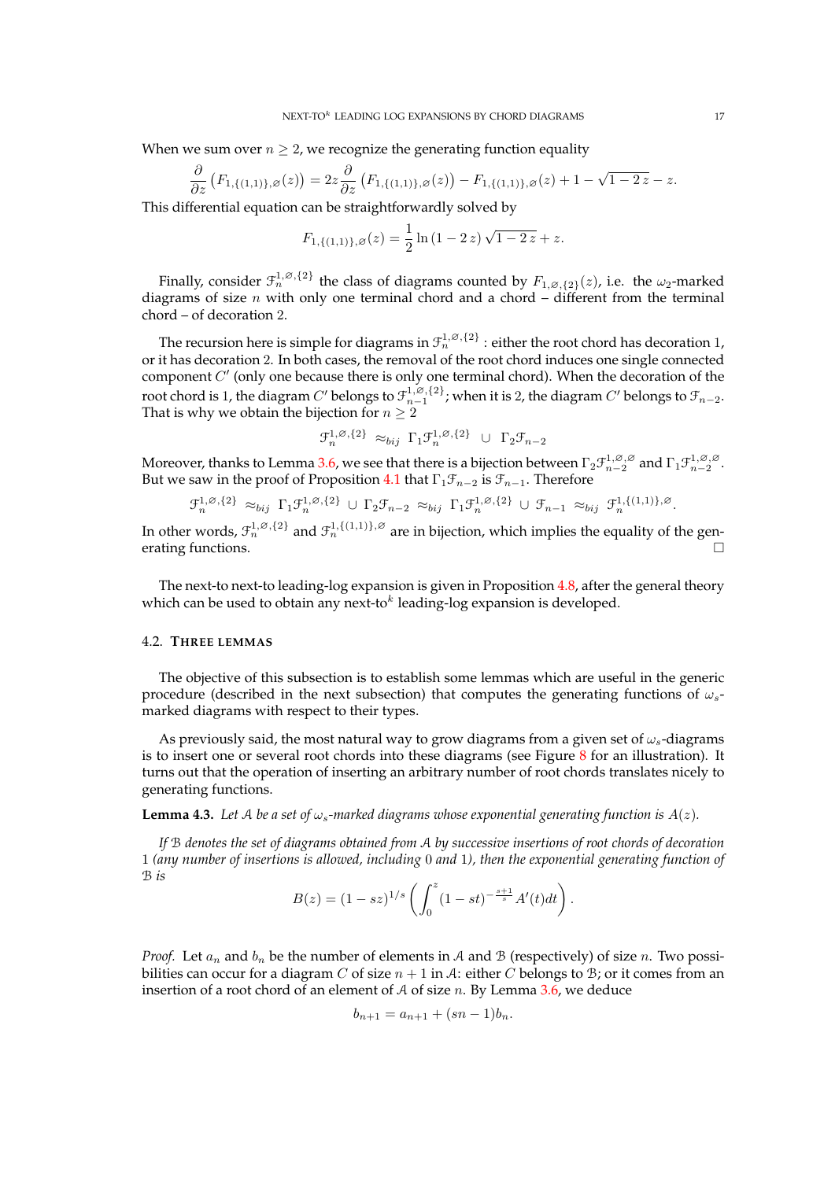When we sum over $n \geq 2$, we recognize the generating function equality

$$\frac{\partial}{\partial z}\left(F_{1,\{(1,1)\},\varnothing}(z)\right) = 2z\frac{\partial}{\partial z}\left(F_{1,\{(1,1)\},\varnothing}(z)\right) - F_{1,\{(1,1)\},\varnothing}(z) + 1 - \sqrt{1-2\,z} - z.$$

This differential equation can be straightforwardly solved by

$$F_{1,\{(1,1)\},\varnothing}(z) = \frac{1}{2}\ln(1-2\,z)\sqrt{1-2\,z} + z.$$

Finally, consider $\mathcal{F}_n^{1,\varnothing,\{2\}}$ the class of diagrams counted by $F_{1,\varnothing,\{2\}}(z)$, i.e. the $\omega_2$-marked diagrams of size $n$ with only one terminal chord and a chord – different from the terminal chord – of decoration 2.

The recursion here is simple for diagrams in $\mathcal{F}_n^{1,\varnothing,\{2\}}$ : either the root chord has decoration 1, or it has decoration 2. In both cases, the removal of the root chord induces one single connected component $C'$ (only one because there is only one terminal chord). When the decoration of the root chord is 1, the diagram $C'$ belongs to $\mathcal{F}_{n-1}^{1,\varnothing,\{2\}}$; when it is 2, the diagram $C'$ belongs to $\mathcal{F}_{n-2}$. That is why we obtain the bijection for $n \geq 2$

$$\mathcal{F}_n^{1,\varnothing,\{2\}} \approx_{bij} \Gamma_1\mathcal{F}_n^{1,\varnothing,\{2\}} \cup \Gamma_2\mathcal{F}_{n-2}$$

Moreover, thanks to Lemma 3.6, we see that there is a bijection between $\Gamma_2\mathcal{F}_{n-2}^{1,\varnothing,\varnothing}$ and $\Gamma_1\mathcal{F}_{n-2}^{1,\varnothing,\varnothing}$. But we saw in the proof of Proposition 4.1 that $\Gamma_1\mathcal{F}_{n-2}$ is $\mathcal{F}_{n-1}$. Therefore

$$\mathcal{F}_n^{1,\varnothing,\{2\}} \approx_{bij} \Gamma_1\mathcal{F}_n^{1,\varnothing,\{2\}} \cup \Gamma_2\mathcal{F}_{n-2} \approx_{bij} \Gamma_1\mathcal{F}_n^{1,\varnothing,\{2\}} \cup \mathcal{F}_{n-1} \approx_{bij} \mathcal{F}_n^{1,\{(1,1)\},\varnothing}.$$

In other words, $\mathcal{F}_n^{1,\varnothing,\{2\}}$ and $\mathcal{F}_n^{1,\{(1,1)\},\varnothing}$ are in bijection, which implies the equality of the generating functions. $\square$

The next-to next-to leading-log expansion is given in Proposition 4.8, after the general theory which can be used to obtain any next-to$^k$ leading-log expansion is developed.

### 4.2. Three lemmas

The objective of this subsection is to establish some lemmas which are useful in the generic procedure (described in the next subsection) that computes the generating functions of $\omega_s$-marked diagrams with respect to their types.

As previously said, the most natural way to grow diagrams from a given set of $\omega_s$-diagrams is to insert one or several root chords into these diagrams (see Figure 8 for an illustration). It turns out that the operation of inserting an arbitrary number of root chords translates nicely to generating functions.

**Lemma 4.3.** *Let $\mathcal{A}$ be a set of $\omega_s$-marked diagrams whose exponential generating function is $A(z)$.*

*If $\mathcal{B}$ denotes the set of diagrams obtained from $\mathcal{A}$ by successive insertions of root chords of decoration 1 (any number of insertions is allowed, including 0 and 1), then the exponential generating function of $\mathcal{B}$ is*

$$B(z) = (1-sz)^{1/s}\left(\int_0^z (1-st)^{-\frac{s+1}{s}} A'(t)dt\right).$$

*Proof.* Let $a_n$ and $b_n$ be the number of elements in $\mathcal{A}$ and $\mathcal{B}$ (respectively) of size $n$. Two possibilities can occur for a diagram $C$ of size $n+1$ in $\mathcal{A}$: either $C$ belongs to $\mathcal{B}$; or it comes from an insertion of a root chord of an element of $\mathcal{A}$ of size $n$. By Lemma 3.6, we deduce

$$b_{n+1} = a_{n+1} + (sn-1)b_n.$$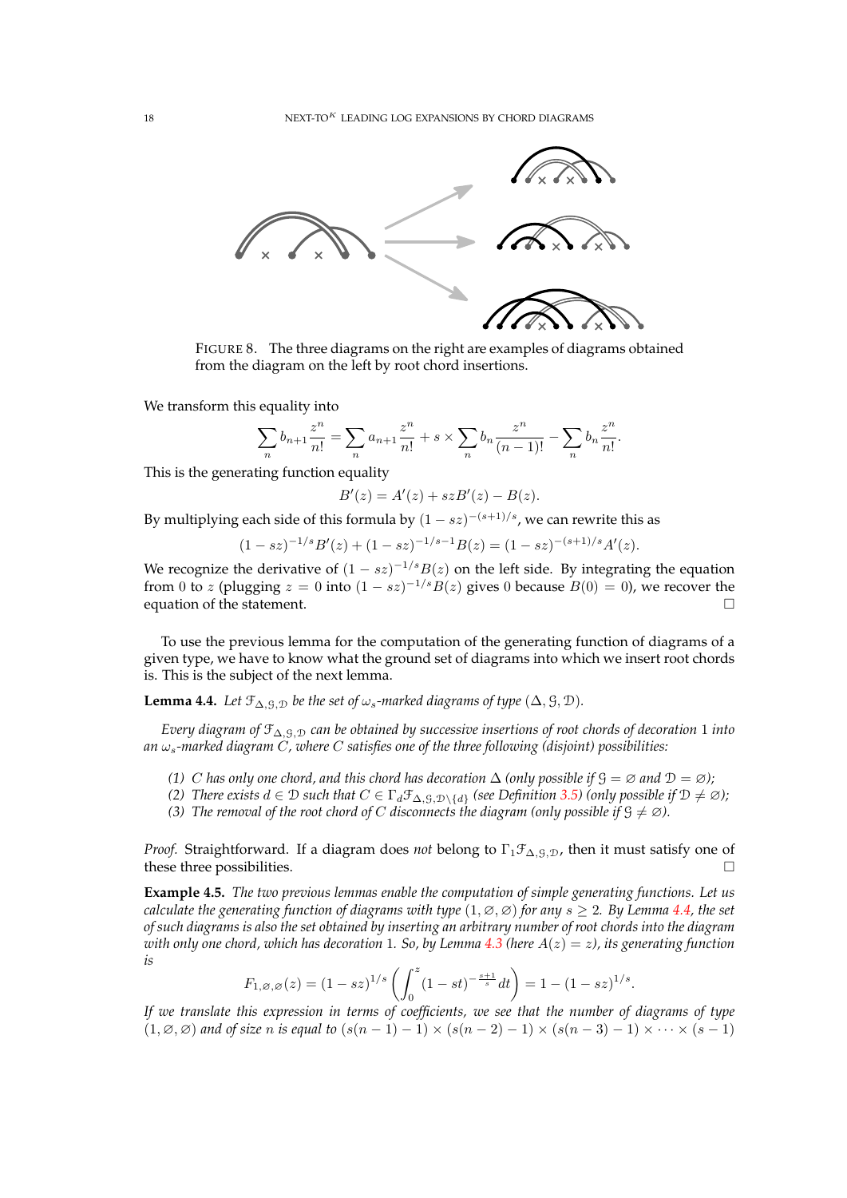FIGURE 8. The three diagrams on the right are examples of diagrams obtained from the diagram on the left by root chord insertions.

We transform this equality into

$$\sum_n b_{n+1}\frac{z^n}{n!} = \sum_n a_{n+1}\frac{z^n}{n!} + s \times \sum_n b_n \frac{z^n}{(n-1)!} - \sum_n b_n \frac{z^n}{n!}.$$

This is the generating function equality

$$B'(z) = A'(z) + szB'(z) - B(z).$$

By multiplying each side of this formula by $(1-sz)^{-(s+1)/s}$, we can rewrite this as

$$(1-sz)^{-1/s}B'(z) + (1-sz)^{-1/s-1}B(z) = (1-sz)^{-(s+1)/s}A'(z).$$

We recognize the derivative of $(1-sz)^{-1/s}B(z)$ on the left side. By integrating the equation from 0 to $z$ (plugging $z = 0$ into $(1-sz)^{-1/s}B(z)$ gives 0 because $B(0) = 0$), we recover the equation of the statement. □

To use the previous lemma for the computation of the generating function of diagrams of a given type, we have to know what the ground set of diagrams into which we insert root chords is. This is the subject of the next lemma.

**Lemma 4.4.** *Let $\mathcal{F}_{\Delta,\mathcal{G},\mathcal{D}}$ be the set of $\omega_s$-marked diagrams of type $(\Delta, \mathcal{G}, \mathcal{D})$.*

*Every diagram of $\mathcal{F}_{\Delta,\mathcal{G},\mathcal{D}}$ can be obtained by successive insertions of root chords of decoration 1 into an $\omega_s$-marked diagram $C$, where $C$ satisfies one of the three following (disjoint) possibilities:*

*(1) $C$ has only one chord, and this chord has decoration $\Delta$ (only possible if $\mathcal{G} = \varnothing$ and $\mathcal{D} = \varnothing$);*
*(2) There exists $d \in \mathcal{D}$ such that $C \in \Gamma_d\mathcal{F}_{\Delta,\mathcal{G},\mathcal{D}\setminus\{d\}}$ (see Definition 3.5) (only possible if $\mathcal{D} \neq \varnothing$);*
*(3) The removal of the root chord of $C$ disconnects the diagram (only possible if $\mathcal{G} \neq \varnothing$).*

*Proof.* Straightforward. If a diagram does *not* belong to $\Gamma_1\mathcal{F}_{\Delta,\mathcal{G},\mathcal{D}}$, then it must satisfy one of these three possibilities. □

**Example 4.5.** *The two previous lemmas enable the computation of simple generating functions. Let us calculate the generating function of diagrams with type $(1, \varnothing, \varnothing)$ for any $s \geq 2$. By Lemma 4.4, the set of such diagrams is also the set obtained by inserting an arbitrary number of root chords into the diagram with only one chord, which has decoration 1. So, by Lemma 4.3 (here $A(z) = z$), its generating function is*

$$F_{1,\varnothing,\varnothing}(z) = (1-sz)^{1/s}\left(\int_0^z (1-st)^{-\frac{s+1}{s}}dt\right) = 1-(1-sz)^{1/s}.$$

*If we translate this expression in terms of coefficients, we see that the number of diagrams of type $(1, \varnothing, \varnothing)$ and of size $n$ is equal to $(s(n-1)-1) \times (s(n-2)-1) \times (s(n-3)-1) \times \cdots \times (s-1)$*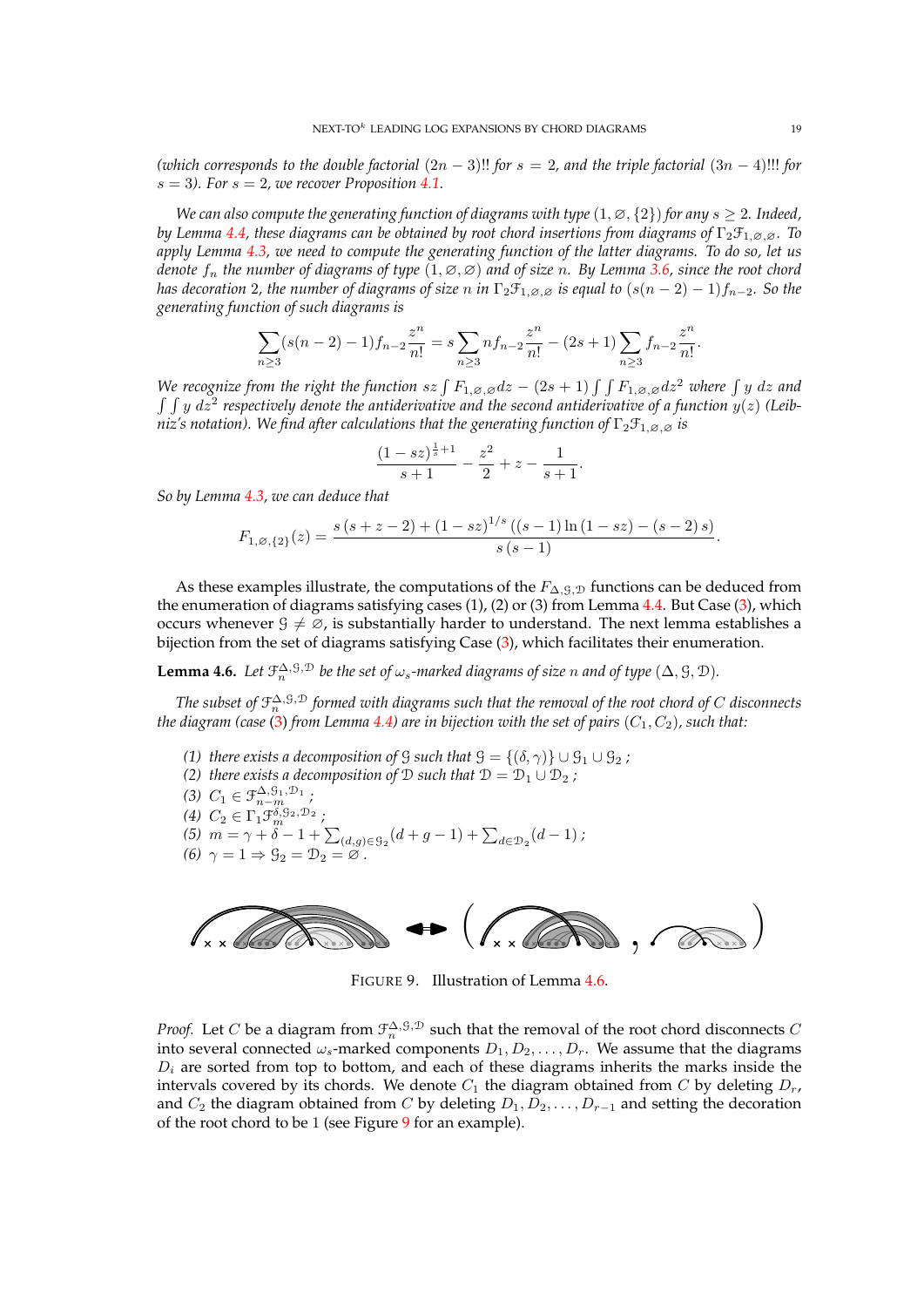*(which corresponds to the double factorial $(2n-3)!!$ for $s=2$, and the triple factorial $(3n-4)!!!$ for $s=3$). For $s=2$, we recover Proposition 4.1.*

*We can also compute the generating function of diagrams with type $(1,\varnothing,\{2\})$ for any $s \geq 2$. Indeed, by Lemma 4.4, these diagrams can be obtained by root chord insertions from diagrams of $\Gamma_2\mathcal{F}_{1,\varnothing,\varnothing}$. To apply Lemma 4.3, we need to compute the generating function of the latter diagrams. To do so, let us denote $f_n$ the number of diagrams of type $(1,\varnothing,\varnothing)$ and of size $n$. By Lemma 3.6, since the root chord has decoration 2, the number of diagrams of size $n$ in $\Gamma_2\mathcal{F}_{1,\varnothing,\varnothing}$ is equal to $(s(n-2)-1)f_{n-2}$. So the generating function of such diagrams is*

$$\sum_{n\geq 3}(s(n-2)-1)f_{n-2}\frac{z^n}{n!} = s\sum_{n\geq 3} n f_{n-2}\frac{z^n}{n!} - (2s+1)\sum_{n\geq 3} f_{n-2}\frac{z^n}{n!}.$$

*We recognize from the right the function $sz\int F_{1,\varnothing,\varnothing}dz - (2s+1)\int\int F_{1,\varnothing,\varnothing}dz^2$ where $\int y\ dz$ and $\int\int y\ dz^2$ respectively denote the antiderivative and the second antiderivative of a function $y(z)$ (Leibniz's notation). We find after calculations that the generating function of $\Gamma_2\mathcal{F}_{1,\varnothing,\varnothing}$ is*

$$\frac{(1-sz)^{\frac{1}{s}+1}}{s+1} - \frac{z^2}{2} + z - \frac{1}{s+1}.$$

*So by Lemma 4.3, we can deduce that*

$$F_{1,\varnothing,\{2\}}(z) = \frac{s\,(s+z-2) + (1-sz)^{1/s}\left((s-1)\ln(1-sz) - (s-2)\,s\right)}{s\,(s-1)}.$$

As these examples illustrate, the computations of the $F_{\Delta,\mathcal{G},\mathcal{D}}$ functions can be deduced from the enumeration of diagrams satisfying cases (1), (2) or (3) from Lemma 4.4. But Case (3), which occurs whenever $\mathcal{G} \neq \varnothing$, is substantially harder to understand. The next lemma establishes a bijection from the set of diagrams satisfying Case (3), which facilitates their enumeration.

**Lemma 4.6.** *Let $\mathcal{F}_n^{\Delta,\mathcal{G},\mathcal{D}}$ be the set of $\omega_s$-marked diagrams of size $n$ and of type $(\Delta,\mathcal{G},\mathcal{D})$.*

*The subset of $\mathcal{F}_n^{\Delta,\mathcal{G},\mathcal{D}}$ formed with diagrams such that the removal of the root chord of $C$ disconnects the diagram (case (3) from Lemma 4.4) are in bijection with the set of pairs $(C_1, C_2)$, such that:*

*(1) there exists a decomposition of $\mathcal{G}$ such that $\mathcal{G} = \{(\delta,\gamma)\} \cup \mathcal{G}_1 \cup \mathcal{G}_2$ ;*
*(2) there exists a decomposition of $\mathcal{D}$ such that $\mathcal{D} = \mathcal{D}_1 \cup \mathcal{D}_2$ ;*
*(3) $C_1 \in \mathcal{F}_{n-m}^{\Delta,\mathcal{G}_1,\mathcal{D}_1}$ ;*
*(4) $C_2 \in \Gamma_1\mathcal{F}_m^{\delta,\mathcal{G}_2,\mathcal{D}_2}$ ;*
*(5) $m = \gamma + \delta - 1 + \sum_{(d,g)\in\mathcal{G}_2}(d+g-1) + \sum_{d\in\mathcal{D}_2}(d-1)$ ;*
*(6) $\gamma = 1 \Rightarrow \mathcal{G}_2 = \mathcal{D}_2 = \varnothing$.*

FIGURE 9. Illustration of Lemma 4.6.

*Proof.* Let $C$ be a diagram from $\mathcal{F}_n^{\Delta,\mathcal{G},\mathcal{D}}$ such that the removal of the root chord disconnects $C$ into several connected $\omega_s$-marked components $D_1, D_2, \ldots, D_r$. We assume that the diagrams $D_i$ are sorted from top to bottom, and each of these diagrams inherits the marks inside the intervals covered by its chords. We denote $C_1$ the diagram obtained from $C$ by deleting $D_r$, and $C_2$ the diagram obtained from $C$ by deleting $D_1, D_2, \ldots, D_{r-1}$ and setting the decoration of the root chord to be 1 (see Figure 9 for an example).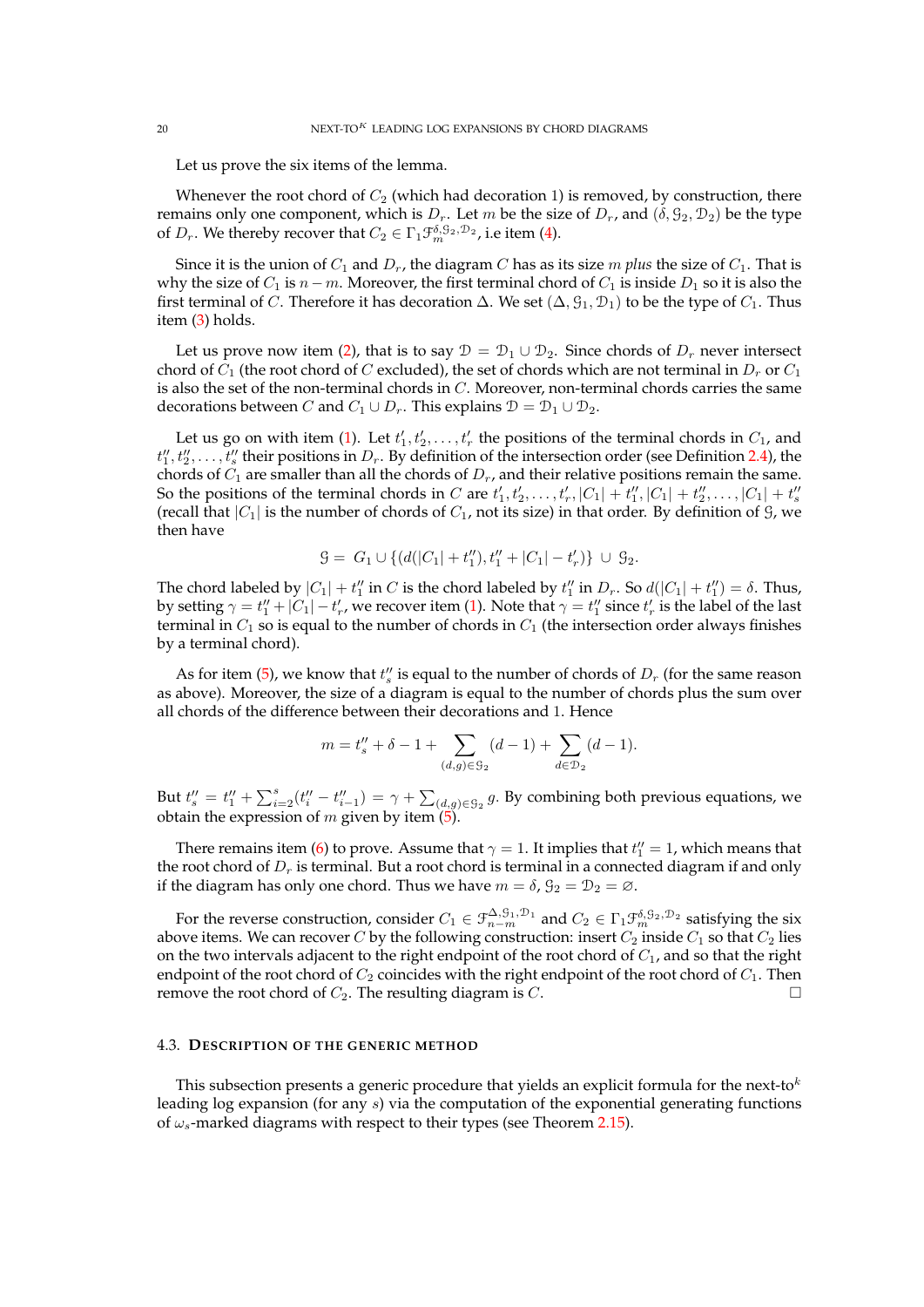Let us prove the six items of the lemma.

Whenever the root chord of $C_2$ (which had decoration 1) is removed, by construction, there remains only one component, which is $D_r$. Let $m$ be the size of $D_r$, and $(\delta, \mathcal{G}_2, \mathcal{D}_2)$ be the type of $D_r$. We thereby recover that $C_2 \in \Gamma_1 \mathcal{F}_m^{\delta,\mathcal{G}_2,\mathcal{D}_2}$, i.e item (4).

Since it is the union of $C_1$ and $D_r$, the diagram $C$ has as its size $m$ *plus* the size of $C_1$. That is why the size of $C_1$ is $n - m$. Moreover, the first terminal chord of $C_1$ is inside $D_1$ so it is also the first terminal of $C$. Therefore it has decoration $\Delta$. We set $(\Delta, \mathcal{G}_1, \mathcal{D}_1)$ to be the type of $C_1$. Thus item (3) holds.

Let us prove now item (2), that is to say $\mathcal{D} = \mathcal{D}_1 \cup \mathcal{D}_2$. Since chords of $D_r$ never intersect chord of $C_1$ (the root chord of $C$ excluded), the set of chords which are not terminal in $D_r$ or $C_1$ is also the set of the non-terminal chords in $C$. Moreover, non-terminal chords carries the same decorations between $C$ and $C_1 \cup D_r$. This explains $\mathcal{D} = \mathcal{D}_1 \cup \mathcal{D}_2$.

Let us go on with item (1). Let $t'_1, t'_2, \ldots, t'_r$ the positions of the terminal chords in $C_1$, and $t''_1, t''_2, \ldots, t''_s$ their positions in $D_r$. By definition of the intersection order (see Definition 2.4), the chords of $C_1$ are smaller than all the chords of $D_r$, and their relative positions remain the same. So the positions of the terminal chords in $C$ are $t'_1, t'_2, \ldots, t'_r, |C_1| + t''_1, |C_1| + t''_2, \ldots, |C_1| + t''_s$ (recall that $|C_1|$ is the number of chords of $C_1$, not its size) in that order. By definition of $\mathcal{G}$, we then have

$$\mathcal{G} = G_1 \cup \{(d(|C_1| + t''_1), t''_1 + |C_1| - t'_r)\} \cup \mathcal{G}_2.$$

The chord labeled by $|C_1| + t''_1$ in $C$ is the chord labeled by $t''_1$ in $D_r$. So $d(|C_1| + t''_1) = \delta$. Thus, by setting $\gamma = t''_1 + |C_1| - t'_r$, we recover item (1). Note that $\gamma = t''_1$ since $t'_r$ is the label of the last terminal in $C_1$ so is equal to the number of chords in $C_1$ (the intersection order always finishes by a terminal chord).

As for item (5), we know that $t''_s$ is equal to the number of chords of $D_r$ (for the same reason as above). Moreover, the size of a diagram is equal to the number of chords plus the sum over all chords of the difference between their decorations and 1. Hence

$$m = t''_s + \delta - 1 + \sum_{(d,g) \in \mathcal{G}_2} (d - 1) + \sum_{d \in \mathcal{D}_2} (d - 1).$$

But $t''_s = t''_1 + \sum_{i=2}^{s} (t''_i - t''_{i-1}) = \gamma + \sum_{(d,g) \in \mathcal{G}_2} g$. By combining both previous equations, we obtain the expression of $m$ given by item (5).

There remains item (6) to prove. Assume that $\gamma = 1$. It implies that $t''_1 = 1$, which means that the root chord of $D_r$ is terminal. But a root chord is terminal in a connected diagram if and only if the diagram has only one chord. Thus we have $m = \delta$, $\mathcal{G}_2 = \mathcal{D}_2 = \varnothing$.

For the reverse construction, consider $C_1 \in \mathcal{F}_{n-m}^{\Delta,\mathcal{G}_1,\mathcal{D}_1}$ and $C_2 \in \Gamma_1 \mathcal{F}_m^{\delta,\mathcal{G}_2,\mathcal{D}_2}$ satisfying the six above items. We can recover $C$ by the following construction: insert $C_2$ inside $C_1$ so that $C_2$ lies on the two intervals adjacent to the right endpoint of the root chord of $C_1$, and so that the right endpoint of the root chord of $C_2$ coincides with the right endpoint of the root chord of $C_1$. Then remove the root chord of $C_2$. The resulting diagram is $C$. □

### 4.3. Description of the generic method

This subsection presents a generic procedure that yields an explicit formula for the next-to$^k$ leading log expansion (for any $s$) via the computation of the exponential generating functions of $\omega_s$-marked diagrams with respect to their types (see Theorem 2.15).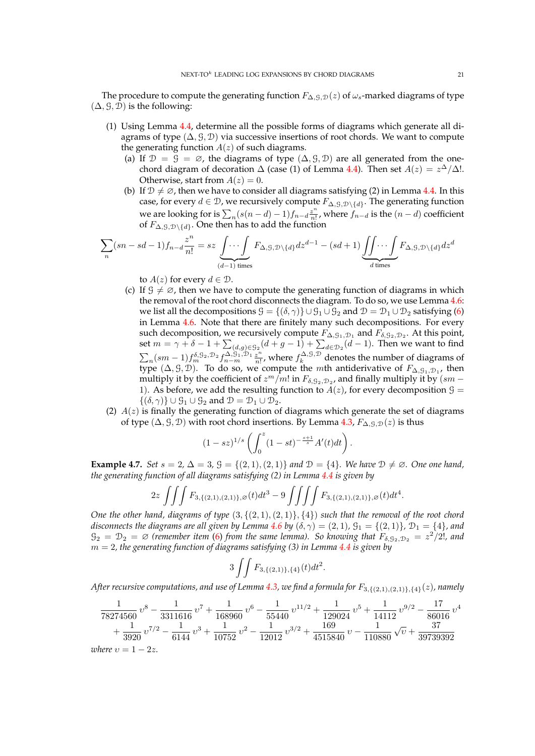The procedure to compute the generating function $F_{\Delta,\mathcal{G},\mathcal{D}}(z)$ of $\omega_s$-marked diagrams of type $(\Delta,\mathcal{G},\mathcal{D})$ is the following:

1. Using Lemma 4.4, determine all the possible forms of diagrams which generate all diagrams of type $(\Delta,\mathcal{G},\mathcal{D})$ via successive insertions of root chords. We want to compute the generating function $A(z)$ of such diagrams.
   (a) If $\mathcal{D}=\mathcal{G}=\varnothing$, the diagrams of type $(\Delta,\mathcal{G},\mathcal{D})$ are all generated from the one-chord diagram of decoration $\Delta$ (case (1) of Lemma 4.4). Then set $A(z)=z^{\Delta}/\Delta!$. Otherwise, start from $A(z)=0$.
   (b) If $\mathcal{D}\neq\varnothing$, then we have to consider all diagrams satisfying (2) in Lemma 4.4. In this case, for every $d\in\mathcal{D}$, we recursively compute $F_{\Delta,\mathcal{G},\mathcal{D}\setminus\{d\}}$. The generating function we are looking for is $\sum_n (s(n-d)-1)f_{n-d}\frac{z^n}{n!}$, where $f_{n-d}$ is the $(n-d)$ coefficient of $F_{\Delta,\mathcal{G},\mathcal{D}\setminus\{d\}}$. One then has to add the function
$$\sum_n (sn-sd-1)f_{n-d}\frac{z^n}{n!} = sz\underbrace{\int\cdots\int}_{(d-1)\text{ times}} F_{\Delta,\mathcal{G},\mathcal{D}\setminus\{d\}}dz^{d-1} - (sd+1)\underbrace{\iint\cdots\int}_{d\text{ times}} F_{\Delta,\mathcal{G},\mathcal{D}\setminus\{d\}}dz^{d}$$
   to $A(z)$ for every $d\in\mathcal{D}$.
   (c) If $\mathcal{G}\neq\varnothing$, then we have to compute the generating function of diagrams in which the removal of the root chord disconnects the diagram. To do so, we use Lemma 4.6: we list all the decompositions $\mathcal{G}=\{(\delta,\gamma)\}\cup\mathcal{G}_1\cup\mathcal{G}_2$ and $\mathcal{D}=\mathcal{D}_1\cup\mathcal{D}_2$ satisfying (6) in Lemma 4.6. Note that there are finitely many such decompositions. For every such decomposition, we recursively compute $F_{\Delta,\mathcal{G}_1,\mathcal{D}_1}$ and $F_{\delta,\mathcal{G}_2,\mathcal{D}_2}$. At this point, set $m=\gamma+\delta-1+\sum_{(d,g)\in\mathcal{G}_2}(d+g-1)+\sum_{d\in\mathcal{D}_2}(d-1)$. Then we want to find $\sum_n (sm-1)f_m^{\delta,\mathcal{G}_2,\mathcal{D}_2}f_{n-m}^{\Delta,\mathcal{G}_1,\mathcal{D}_1}\frac{z^n}{n!}$, where $f_k^{\Delta,\mathcal{G},\mathcal{D}}$ denotes the number of diagrams of type $(\Delta,\mathcal{G},\mathcal{D})$. To do so, we compute the $m$th antiderivative of $F_{\Delta,\mathcal{G}_1,\mathcal{D}_1}$, then multiply it by the coefficient of $z^m/m!$ in $F_{\delta,\mathcal{G}_2,\mathcal{D}_2}$, and finally multiply it by $(sm-1)$. As before, we add the resulting function to $A(z)$, for every decomposition $\mathcal{G}=\{(\delta,\gamma)\}\cup\mathcal{G}_1\cup\mathcal{G}_2$ and $\mathcal{D}=\mathcal{D}_1\cup\mathcal{D}_2$.
2. $A(z)$ is finally the generating function of diagrams which generate the set of diagrams of type $(\Delta,\mathcal{G},\mathcal{D})$ with root chord insertions. By Lemma 4.3, $F_{\Delta,\mathcal{G},\mathcal{D}}(z)$ is thus
$$(1-sz)^{1/s}\left(\int_0^z (1-st)^{-\frac{s+1}{s}}A'(t)dt\right).$$

**Example 4.7.** *Set $s=2$, $\Delta=3$, $\mathcal{G}=\{(2,1),(2,1)\}$ and $\mathcal{D}=\{4\}$. We have $\mathcal{D}\neq\varnothing$. One one hand, the generating function of all diagrams satisfying (2) in Lemma 4.4 is given by*
$$2z\iiint F_{3,\{(2,1),(2,1)\},\varnothing}(t)dt^3 - 9\iiiint F_{3,\{(2,1),(2,1)\},\varnothing}(t)dt^4.$$
*One the other hand, diagrams of type $(3,\{(2,1),(2,1)\},\{4\})$ such that the removal of the root chord disconnects the diagrams are all given by Lemma 4.6 by $(\delta,\gamma)=(2,1)$, $\mathcal{G}_1=\{(2,1)\}$, $\mathcal{D}_1=\{4\}$, and $\mathcal{G}_2=\mathcal{D}_2=\varnothing$ (remember item (6) from the same lemma). So knowing that $F_{\delta,\mathcal{G}_2,\mathcal{D}_2}=z^2/2!$, and $m=2$, the generating function of diagrams satisfying (3) in Lemma 4.4 is given by*
$$3\iint F_{3,\{(2,1)\},\{4\}}(t)dt^2.$$
*After recursive computations, and use of Lemma 4.3, we find a formula for $F_{3,\{(2,1),(2,1)\},\{4\}}(z)$, namely*
$$\frac{1}{78274560}\upsilon^8 - \frac{1}{3311616}\upsilon^7 + \frac{1}{168960}\upsilon^6 - \frac{1}{55440}\upsilon^{11/2} + \frac{1}{129024}\upsilon^5 + \frac{1}{14112}\upsilon^{9/2} - \frac{17}{86016}\upsilon^4$$
$$+\frac{1}{3920}\upsilon^{7/2} - \frac{1}{6144}\upsilon^3 + \frac{1}{10752}\upsilon^2 - \frac{1}{12012}\upsilon^{3/2} + \frac{169}{4515840}\upsilon - \frac{1}{110880}\sqrt{\upsilon} + \frac{37}{39739392}$$
*where $\upsilon=1-2z$.*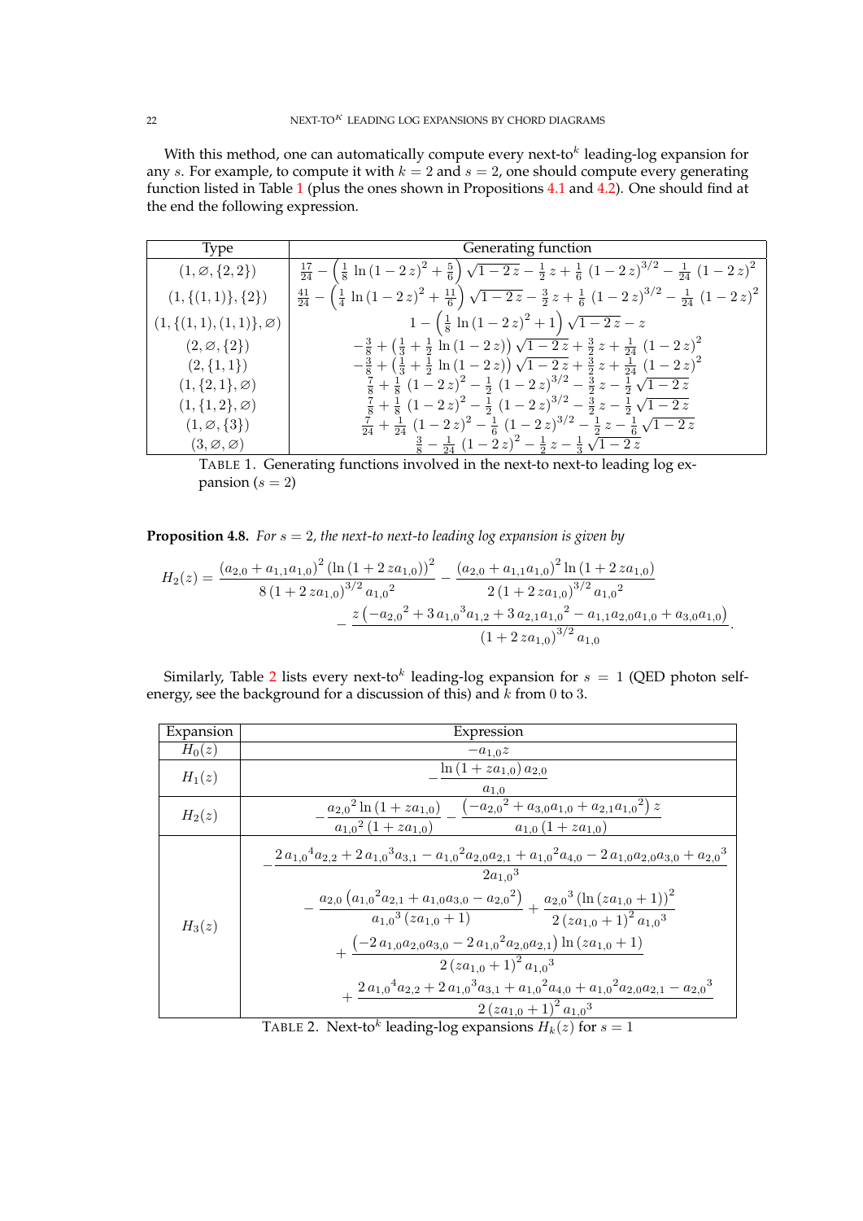With this method, one can automatically compute every next-to$^k$ leading-log expansion for any $s$. For example, to compute it with $k = 2$ and $s = 2$, one should compute every generating function listed in Table 1 (plus the ones shown in Propositions 4.1 and 4.2). One should find at the end the following expression.

| Type | Generating function |
|---|---|
| $(1, \varnothing, \{2, 2\})$ | $\frac{17}{24} - \left(\frac{1}{8}\ln(1-2z)^2 + \frac{5}{6}\right)\sqrt{1-2z} - \frac{1}{2}z + \frac{1}{6}(1-2z)^{3/2} - \frac{1}{24}(1-2z)^2$ |
| $(1, \{(1,1)\}, \{2\})$ | $\frac{41}{24} - \left(\frac{1}{4}\ln(1-2z)^2 + \frac{11}{6}\right)\sqrt{1-2z} - \frac{3}{2}z + \frac{1}{6}(1-2z)^{3/2} - \frac{1}{24}(1-2z)^2$ |
| $(1, \{(1,1),(1,1)\}, \varnothing)$ | $1 - \left(\frac{1}{8}\ln(1-2z)^2 + 1\right)\sqrt{1-2z} - z$ |
| $(2, \varnothing, \{2\})$ | $-\frac{3}{8} + \left(\frac{1}{3} + \frac{1}{2}\ln(1-2z)\right)\sqrt{1-2z} + \frac{3}{2}z + \frac{1}{24}(1-2z)^2$ |
| $(2, \{1,1\})$ | $-\frac{3}{8} + \left(\frac{1}{3} + \frac{1}{2}\ln(1-2z)\right)\sqrt{1-2z} + \frac{3}{2}z + \frac{1}{24}(1-2z)^2$ |
| $(1, \{2,1\}, \varnothing)$ | $\frac{7}{8} + \frac{1}{8}(1-2z)^2 - \frac{1}{2}(1-2z)^{3/2} - \frac{3}{2}z - \frac{1}{2}\sqrt{1-2z}$ |
| $(1, \{1,2\}, \varnothing)$ | $\frac{7}{8} + \frac{1}{8}(1-2z)^2 - \frac{1}{2}(1-2z)^{3/2} - \frac{3}{2}z - \frac{1}{2}\sqrt{1-2z}$ |
| $(1, \varnothing, \{3\})$ | $\frac{7}{24} + \frac{1}{24}(1-2z)^2 - \frac{1}{6}(1-2z)^{3/2} - \frac{1}{2}z - \frac{1}{6}\sqrt{1-2z}$ |
| $(3, \varnothing, \varnothing)$ | $\frac{3}{8} - \frac{1}{24}(1-2z)^2 - \frac{1}{2}z - \frac{1}{3}\sqrt{1-2z}$ |

TABLE 1. Generating functions involved in the next-to next-to leading log expansion ($s = 2$)

**Proposition 4.8.** *For $s = 2$, the next-to next-to leading log expansion is given by*

$$H_2(z) = \frac{(a_{2,0} + a_{1,1}a_{1,0})^2 (\ln(1+2za_{1,0}))^2}{8(1+2za_{1,0})^{3/2} {a_{1,0}}^2} - \frac{(a_{2,0} + a_{1,1}a_{1,0})^2 \ln(1+2za_{1,0})}{2(1+2za_{1,0})^{3/2} {a_{1,0}}^2} - \frac{z\left(-{a_{2,0}}^2 + 3{a_{1,0}}^3 a_{1,2} + 3a_{2,1}{a_{1,0}}^2 - a_{1,1}a_{2,0}a_{1,0} + a_{3,0}a_{1,0}\right)}{(1+2za_{1,0})^{3/2} a_{1,0}}.$$

Similarly, Table 2 lists every next-to$^k$ leading-log expansion for $s = 1$ (QED photon self-energy, see the background for a discussion of this) and $k$ from 0 to 3.

| Expansion | Expression |
|---|---|
| $H_0(z)$ | $-a_{1,0}z$ |
| $H_1(z)$ | $-\frac{\ln(1+za_{1,0})\,a_{2,0}}{a_{1,0}}$ |
| $H_2(z)$ | $-\frac{{a_{2,0}}^2 \ln(1+za_{1,0})}{{a_{1,0}}^2(1+za_{1,0})} - \frac{\left(-{a_{2,0}}^2 + a_{3,0}a_{1,0} + a_{2,1}{a_{1,0}}^2\right)z}{a_{1,0}(1+za_{1,0})}$ |
| $H_3(z)$ | $-\frac{2{a_{1,0}}^4 a_{2,2} + 2{a_{1,0}}^3 a_{3,1} - {a_{1,0}}^2 a_{2,0}a_{2,1} + {a_{1,0}}^2 a_{4,0} - 2a_{1,0}a_{2,0}a_{3,0} + {a_{2,0}}^3}{2{a_{1,0}}^3} - \frac{a_{2,0}\left({a_{1,0}}^2 a_{2,1} + a_{1,0}a_{3,0} - {a_{2,0}}^2\right)}{{a_{1,0}}^3(za_{1,0}+1)} + \frac{{a_{2,0}}^3(\ln(za_{1,0}+1))^2}{2(za_{1,0}+1)^2{a_{1,0}}^3} + \frac{\left(-2a_{1,0}a_{2,0}a_{3,0} - 2{a_{1,0}}^2 a_{2,0}a_{2,1}\right)\ln(za_{1,0}+1)}{2(za_{1,0}+1)^2{a_{1,0}}^3} + \frac{2{a_{1,0}}^4 a_{2,2} + 2{a_{1,0}}^3 a_{3,1} + {a_{1,0}}^2 a_{4,0} + {a_{1,0}}^2 a_{2,0}a_{2,1} - {a_{2,0}}^3}{2(za_{1,0}+1)^2{a_{1,0}}^3}$ |

TABLE 2. Next-to$^k$ leading-log expansions $H_k(z)$ for $s = 1$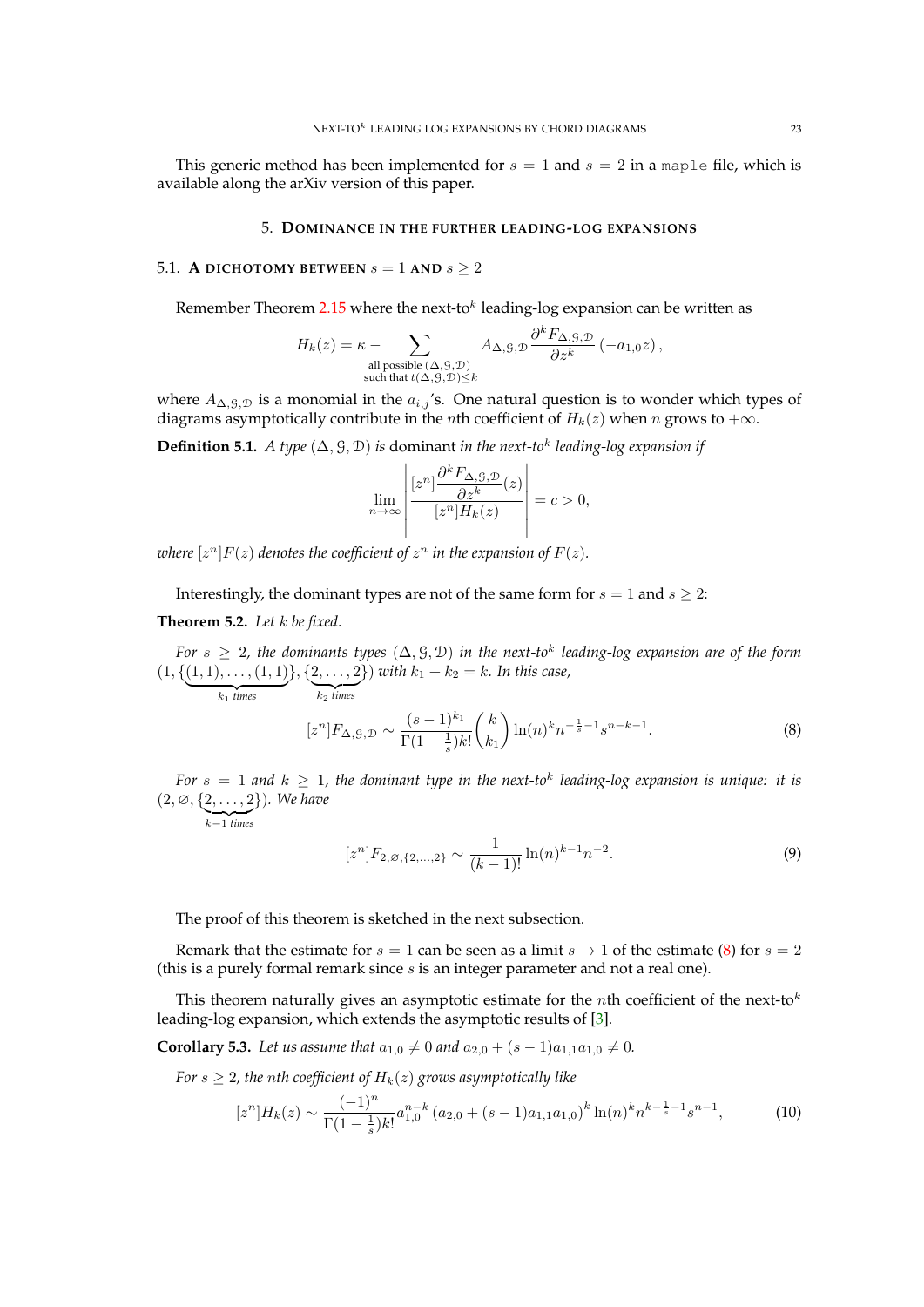This generic method has been implemented for $s = 1$ and $s = 2$ in a `maple` file, which is available along the arXiv version of this paper.

## 5. Dominance in the further leading-log expansions

### 5.1. A dichotomy between $s = 1$ and $s \geq 2$

Remember Theorem 2.15 where the next-to$^k$ leading-log expansion can be written as

$$H_k(z) = \kappa - \sum_{\substack{\text{all possible } (\Delta, \mathcal{G}, \mathcal{D}) \\ \text{such that } t(\Delta, \mathcal{G}, \mathcal{D}) \leq k}} A_{\Delta, \mathcal{G}, \mathcal{D}} \frac{\partial^k F_{\Delta, \mathcal{G}, \mathcal{D}}}{\partial z^k} (-a_{1,0} z),$$

where $A_{\Delta, \mathcal{G}, \mathcal{D}}$ is a monomial in the $a_{i,j}$'s. One natural question is to wonder which types of diagrams asymptotically contribute in the $n$th coefficient of $H_k(z)$ when $n$ grows to $+\infty$.

**Definition 5.1.** *A type* $(\Delta, \mathcal{G}, \mathcal{D})$ *is* dominant *in the next-to*$^k$ *leading-log expansion if*

$$\lim_{n \to \infty} \left| \frac{[z^n] \dfrac{\partial^k F_{\Delta, \mathcal{G}, \mathcal{D}}}{\partial z^k}(z)}{[z^n] H_k(z)} \right| = c > 0,$$

*where* $[z^n]F(z)$ *denotes the coefficient of* $z^n$ *in the expansion of* $F(z)$.

Interestingly, the dominant types are not of the same form for $s = 1$ and $s \geq 2$:

**Theorem 5.2.** *Let* $k$ *be fixed.*

*For* $s \geq 2$, *the dominants types* $(\Delta, \mathcal{G}, \mathcal{D})$ *in the next-to*$^k$ *leading-log expansion are of the form* $(1, \{\underbrace{(1,1), \ldots, (1,1)}_{k_1 \text{ times}}\}, \{\underbrace{2, \ldots, 2}_{k_2 \text{ times}}\})$ *with* $k_1 + k_2 = k$. *In this case,*

$$[z^n] F_{\Delta, \mathcal{G}, \mathcal{D}} \sim \frac{(s-1)^{k_1}}{\Gamma(1 - \frac{1}{s}) k!} \binom{k}{k_1} \ln(n)^k n^{-\frac{1}{s} - 1} s^{n-k-1}. \tag{8}$$

*For* $s = 1$ *and* $k \geq 1$, *the dominant type in the next-to*$^k$ *leading-log expansion is unique: it is* $(2, \varnothing, \{\underbrace{2, \ldots, 2}_{k-1 \text{ times}}\})$. *We have*

$$[z^n] F_{2, \varnothing, \{2, \ldots, 2\}} \sim \frac{1}{(k-1)!} \ln(n)^{k-1} n^{-2}. \tag{9}$$

The proof of this theorem is sketched in the next subsection.

Remark that the estimate for $s = 1$ can be seen as a limit $s \to 1$ of the estimate (8) for $s = 2$ (this is a purely formal remark since $s$ is an integer parameter and not a real one).

This theorem naturally gives an asymptotic estimate for the $n$th coefficient of the next-to$^k$ leading-log expansion, which extends the asymptotic results of [3].

**Corollary 5.3.** *Let us assume that* $a_{1,0} \neq 0$ *and* $a_{2,0} + (s-1) a_{1,1} a_{1,0} \neq 0$.

*For* $s \geq 2$, *the* $n$*th coefficient of* $H_k(z)$ *grows asymptotically like*

$$[z^n] H_k(z) \sim \frac{(-1)^n}{\Gamma(1 - \frac{1}{s}) k!} a_{1,0}^{n-k} \left(a_{2,0} + (s-1) a_{1,1} a_{1,0}\right)^k \ln(n)^k n^{k - \frac{1}{s} - 1} s^{n-1}, \tag{10}$$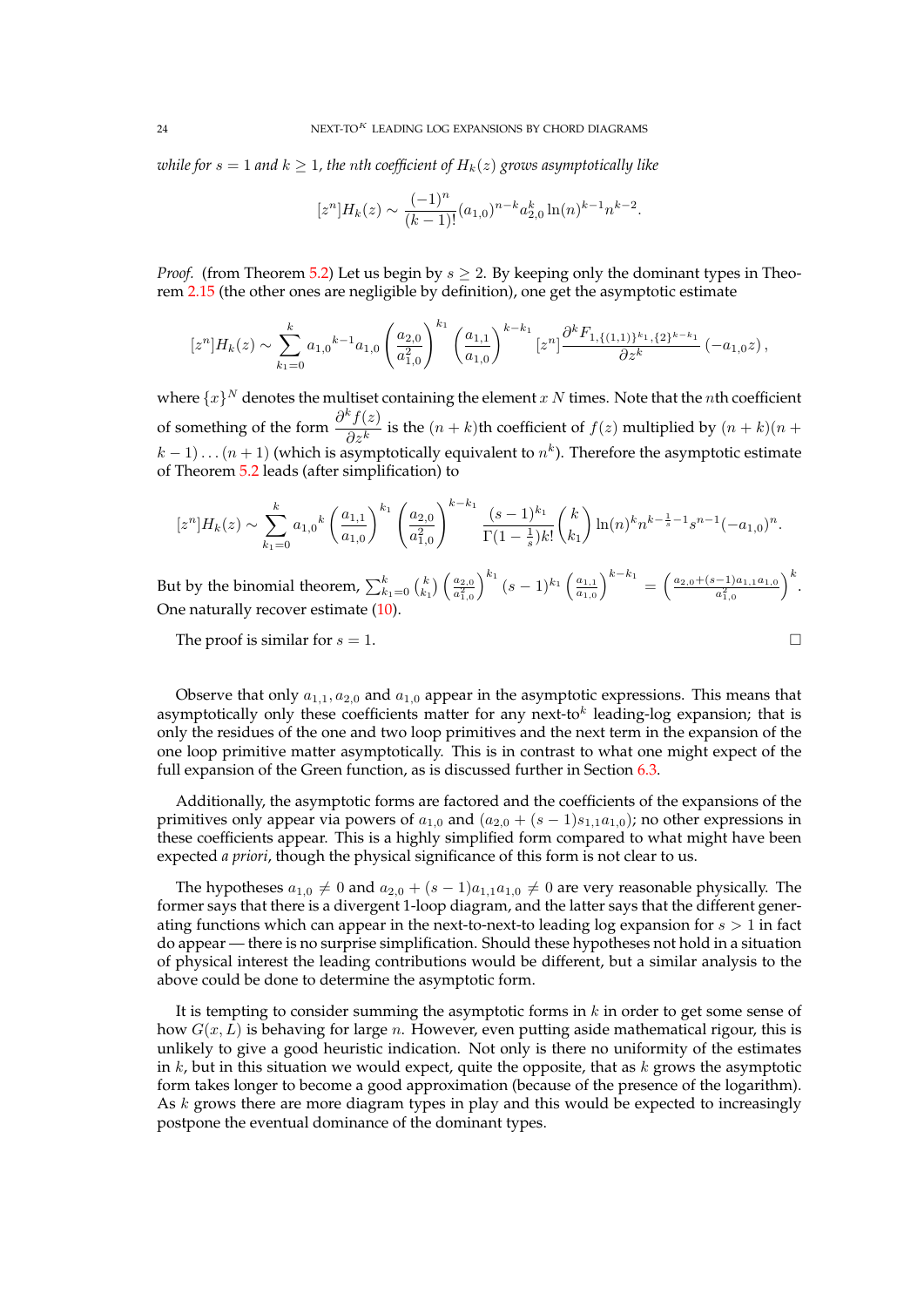*while for $s = 1$ and $k \geq 1$, the $n$th coefficient of $H_k(z)$ grows asymptotically like*

$$[z^n]H_k(z) \sim \frac{(-1)^n}{(k-1)!}(a_{1,0})^{n-k}a_{2,0}^k \ln(n)^{k-1}n^{k-2}.$$

*Proof.* (from Theorem 5.2) Let us begin by $s \geq 2$. By keeping only the dominant types in Theorem 2.15 (the other ones are negligible by definition), one get the asymptotic estimate

$$[z^n]H_k(z) \sim \sum_{k_1=0}^{k} {a_{1,0}}^{k-1} a_{1,0} \left(\frac{a_{2,0}}{a_{1,0}^2}\right)^{k_1} \left(\frac{a_{1,1}}{a_{1,0}}\right)^{k-k_1} [z^n] \frac{\partial^k F_{1,\{(1,1)\}^{k_1},\{2\}^{k-k_1}}}{\partial z^k}(-a_{1,0}z),$$

where $\{x\}^N$ denotes the multiset containing the element $x$ $N$ times. Note that the $n$th coefficient of something of the form $\dfrac{\partial^k f(z)}{\partial z^k}$ is the $(n+k)$th coefficient of $f(z)$ multiplied by $(n+k)(n+k-1)\dots(n+1)$ (which is asymptotically equivalent to $n^k$). Therefore the asymptotic estimate of Theorem 5.2 leads (after simplification) to

$$[z^n]H_k(z) \sim \sum_{k_1=0}^{k} {a_{1,0}}^{k} \left(\frac{a_{1,1}}{a_{1,0}}\right)^{k_1} \left(\frac{a_{2,0}}{a_{1,0}^2}\right)^{k-k_1} \frac{(s-1)^{k_1}}{\Gamma(1-\frac{1}{s})k!}\binom{k}{k_1}\ln(n)^k n^{k-\frac{1}{s}-1}s^{n-1}(-a_{1,0})^n.$$

But by the binomial theorem, $\sum_{k_1=0}^{k}\binom{k}{k_1}\left(\frac{a_{2,0}}{a_{1,0}^2}\right)^{k_1}(s-1)^{k_1}\left(\frac{a_{1,1}}{a_{1,0}}\right)^{k-k_1} = \left(\frac{a_{2,0}+(s-1)a_{1,1}a_{1,0}}{a_{1,0}^2}\right)^k$. One naturally recover estimate (10).

The proof is similar for $s = 1$. □

Observe that only $a_{1,1}, a_{2,0}$ and $a_{1,0}$ appear in the asymptotic expressions. This means that asymptotically only these coefficients matter for any next-to$^k$ leading-log expansion; that is only the residues of the one and two loop primitives and the next term in the expansion of the one loop primitive matter asymptotically. This is in contrast to what one might expect of the full expansion of the Green function, as is discussed further in Section 6.3.

Additionally, the asymptotic forms are factored and the coefficients of the expansions of the primitives only appear via powers of $a_{1,0}$ and $(a_{2,0} + (s-1)s_{1,1}a_{1,0})$; no other expressions in these coefficients appear. This is a highly simplified form compared to what might have been expected *a priori*, though the physical significance of this form is not clear to us.

The hypotheses $a_{1,0} \neq 0$ and $a_{2,0} + (s-1)a_{1,1}a_{1,0} \neq 0$ are very reasonable physically. The former says that there is a divergent 1-loop diagram, and the latter says that the different generating functions which can appear in the next-to-next-to leading log expansion for $s > 1$ in fact do appear — there is no surprise simplification. Should these hypotheses not hold in a situation of physical interest the leading contributions would be different, but a similar analysis to the above could be done to determine the asymptotic form.

It is tempting to consider summing the asymptotic forms in $k$ in order to get some sense of how $G(x, L)$ is behaving for large $n$. However, even putting aside mathematical rigour, this is unlikely to give a good heuristic indication. Not only is there no uniformity of the estimates in $k$, but in this situation we would expect, quite the opposite, that as $k$ grows the asymptotic form takes longer to become a good approximation (because of the presence of the logarithm). As $k$ grows there are more diagram types in play and this would be expected to increasingly postpone the eventual dominance of the dominant types.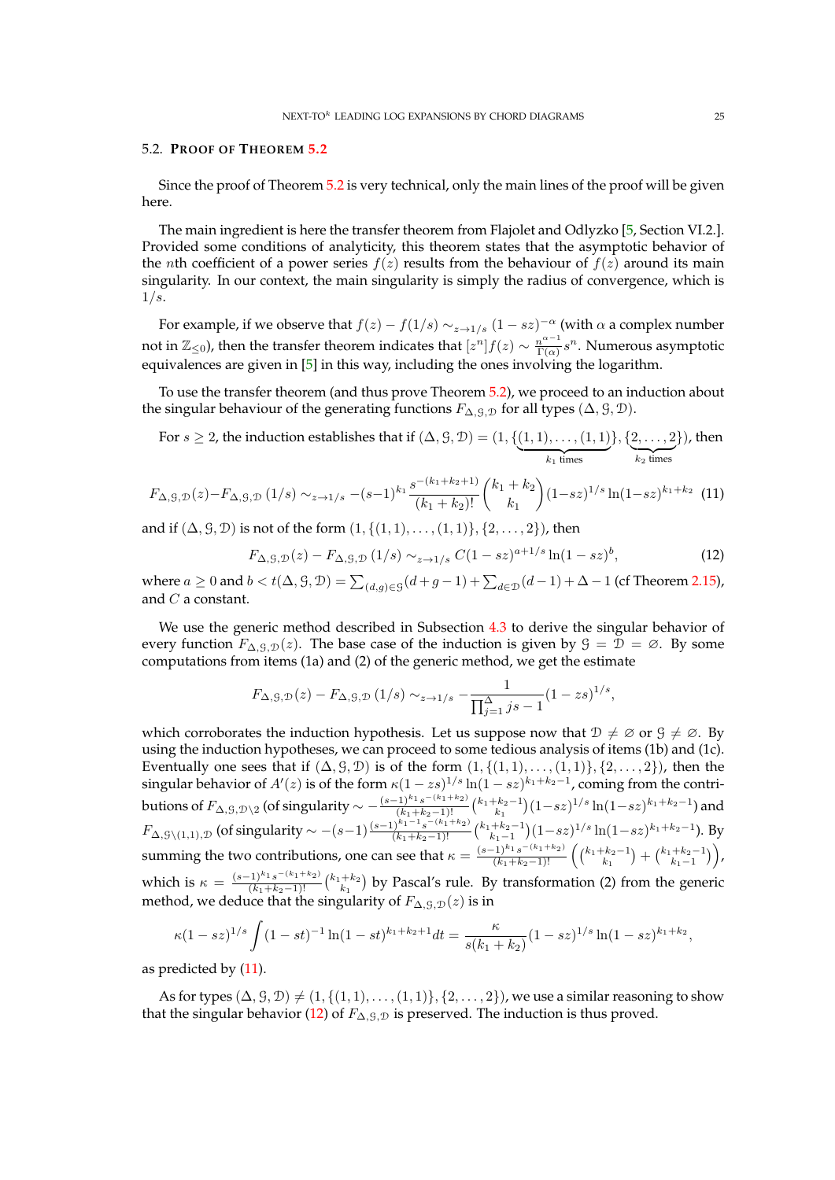### 5.2. Proof of Theorem 5.2

Since the proof of Theorem 5.2 is very technical, only the main lines of the proof will be given here.

The main ingredient is here the transfer theorem from Flajolet and Odlyzko [5, Section VI.2.]. Provided some conditions of analyticity, this theorem states that the asymptotic behavior of the $n$th coefficient of a power series $f(z)$ results from the behaviour of $f(z)$ around its main singularity. In our context, the main singularity is simply the radius of convergence, which is $1/s$.

For example, if we observe that $f(z) - f(1/s) \sim_{z\to 1/s} (1-sz)^{-\alpha}$ (with $\alpha$ a complex number not in $\mathbb{Z}_{\leq 0}$), then the transfer theorem indicates that $[z^n]f(z) \sim \frac{n^{\alpha-1}}{\Gamma(\alpha)} s^n$. Numerous asymptotic equivalences are given in [5] in this way, including the ones involving the logarithm.

To use the transfer theorem (and thus prove Theorem 5.2), we proceed to an induction about the singular behaviour of the generating functions $F_{\Delta,\mathcal{G},\mathcal{D}}$ for all types $(\Delta, \mathcal{G}, \mathcal{D})$.

For $s \geq 2$, the induction establishes that if $(\Delta, \mathcal{G}, \mathcal{D}) = (1, \{\underbrace{(1,1), \ldots, (1,1)}_{k_1 \text{ times}}\}, \{\underbrace{2, \ldots, 2}_{k_2 \text{ times}}\})$, then

$$F_{\Delta,\mathcal{G},\mathcal{D}}(z) - F_{\Delta,\mathcal{G},\mathcal{D}}(1/s) \sim_{z\to 1/s} -(s-1)^{k_1} \frac{s^{-(k_1+k_2+1)}}{(k_1+k_2)!} \binom{k_1+k_2}{k_1} (1-sz)^{1/s} \ln(1-sz)^{k_1+k_2} \tag{11}$$

and if $(\Delta, \mathcal{G}, \mathcal{D})$ is not of the form $(1, \{(1,1), \ldots, (1,1)\}, \{2, \ldots, 2\})$, then

$$F_{\Delta,\mathcal{G},\mathcal{D}}(z) - F_{\Delta,\mathcal{G},\mathcal{D}}(1/s) \sim_{z\to 1/s} C(1-sz)^{a+1/s} \ln(1-sz)^b, \tag{12}$$

where $a \geq 0$ and $b < t(\Delta, \mathcal{G}, \mathcal{D}) = \sum_{(d,g)\in\mathcal{G}} (d+g-1) + \sum_{d\in\mathcal{D}} (d-1) + \Delta - 1$ (cf Theorem 2.15), and $C$ a constant.

We use the generic method described in Subsection 4.3 to derive the singular behavior of every function $F_{\Delta,\mathcal{G},\mathcal{D}}(z)$. The base case of the induction is given by $\mathcal{G} = \mathcal{D} = \varnothing$. By some computations from items (1a) and (2) of the generic method, we get the estimate

$$F_{\Delta,\mathcal{G},\mathcal{D}}(z) - F_{\Delta,\mathcal{G},\mathcal{D}}(1/s) \sim_{z\to 1/s} -\frac{1}{\prod_{j=1}^{\Delta} js - 1}(1-zs)^{1/s},$$

which corroborates the induction hypothesis. Let us suppose now that $\mathcal{D} \neq \varnothing$ or $\mathcal{G} \neq \varnothing$. By using the induction hypotheses, we can proceed to some tedious analysis of items (1b) and (1c). Eventually one sees that if $(\Delta, \mathcal{G}, \mathcal{D})$ is of the form $(1, \{(1,1), \ldots, (1,1)\}, \{2, \ldots, 2\})$, then the singular behavior of $A'(z)$ is of the form $\kappa(1-zs)^{1/s} \ln(1-sz)^{k_1+k_2-1}$, coming from the contributions of $F_{\Delta,\mathcal{G},\mathcal{D}\setminus 2}$ (of singularity $\sim -\frac{(s-1)^{k_1} s^{-(k_1+k_2)}}{(k_1+k_2-1)!}\binom{k_1+k_2-1}{k_1}(1-sz)^{1/s}\ln(1-sz)^{k_1+k_2-1}$) and $F_{\Delta,\mathcal{G}\setminus(1,1),\mathcal{D}}$ (of singularity $\sim -(s-1)\frac{(s-1)^{k_1-1} s^{-(k_1+k_2)}}{(k_1+k_2-1)!}\binom{k_1+k_2-1}{k_1-1}(1-sz)^{1/s}\ln(1-sz)^{k_1+k_2-1}$). By summing the two contributions, one can see that $\kappa = \frac{(s-1)^{k_1} s^{-(k_1+k_2)}}{(k_1+k_2-1)!}\left(\binom{k_1+k_2-1}{k_1} + \binom{k_1+k_2-1}{k_1-1}\right)$, which is $\kappa = \frac{(s-1)^{k_1} s^{-(k_1+k_2)}}{(k_1+k_2-1)!}\binom{k_1+k_2}{k_1}$ by Pascal's rule. By transformation (2) from the generic method, we deduce that the singularity of $F_{\Delta,\mathcal{G},\mathcal{D}}(z)$ is in

$$\kappa(1-sz)^{1/s} \int (1-st)^{-1} \ln(1-st)^{k_1+k_2+1} dt = \frac{\kappa}{s(k_1+k_2)}(1-sz)^{1/s} \ln(1-sz)^{k_1+k_2},$$

as predicted by (11).

As for types $(\Delta, \mathcal{G}, \mathcal{D}) \neq (1, \{(1,1), \ldots, (1,1)\}, \{2, \ldots, 2\})$, we use a similar reasoning to show that the singular behavior (12) of $F_{\Delta,\mathcal{G},\mathcal{D}}$ is preserved. The induction is thus proved.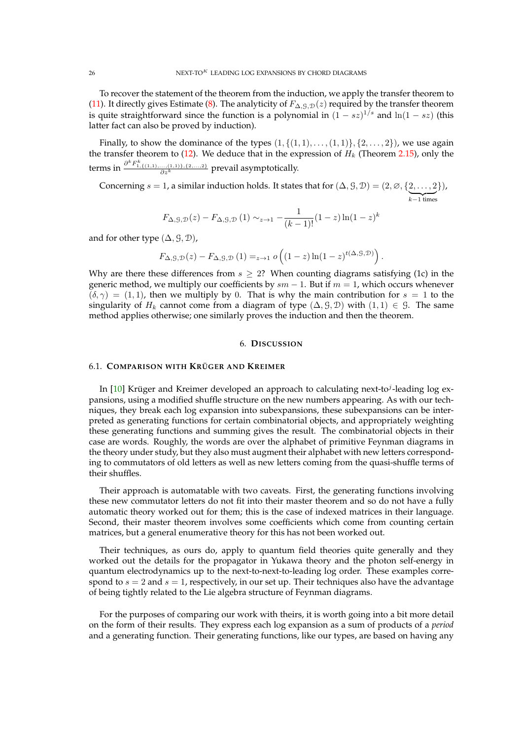To recover the statement of the theorem from the induction, we apply the transfer theorem to (11). It directly gives Estimate (8). The analyticity of $F_{\Delta,\mathcal{G},\mathcal{D}}(z)$ required by the transfer theorem is quite straightforward since the function is a polynomial in $(1-sz)^{1/s}$ and $\ln(1-sz)$ (this latter fact can also be proved by induction).

Finally, to show the dominance of the types $(1,\{(1,1),\dots,(1,1)\},\{2,\dots,2\})$, we use again the transfer theorem to (12). We deduce that in the expression of $H_k$ (Theorem 2.15), only the terms in $\frac{\partial^k F^k_{1,\{(1,1),\dots,(1,1)\},\{2,\dots,2\}}}{\partial z^k}$ prevail asymptotically.

Concerning $s=1$, a similar induction holds. It states that for $(\Delta,\mathcal{G},\mathcal{D}) = (2,\varnothing,\{\underbrace{2,\dots,2}_{k-1 \text{ times}}\})$,

$$F_{\Delta,\mathcal{G},\mathcal{D}}(z) - F_{\Delta,\mathcal{G},\mathcal{D}}(1) \sim_{z\to 1} -\frac{1}{(k-1)!}(1-z)\ln(1-z)^k$$

and for other type $(\Delta,\mathcal{G},\mathcal{D})$,

$$F_{\Delta,\mathcal{G},\mathcal{D}}(z) - F_{\Delta,\mathcal{G},\mathcal{D}}(1) =_{z\to 1} o\left((1-z)\ln(1-z)^{t(\Delta,\mathcal{G},\mathcal{D})}\right).$$

Why are there these differences from $s \geq 2$? When counting diagrams satisfying (1c) in the generic method, we multiply our coefficients by $sm-1$. But if $m=1$, which occurs whenever $(\delta,\gamma) = (1,1)$, then we multiply by 0. That is why the main contribution for $s=1$ to the singularity of $H_k$ cannot come from a diagram of type $(\Delta,\mathcal{G},\mathcal{D})$ with $(1,1) \in \mathcal{G}$. The same method applies otherwise; one similarly proves the induction and then the theorem.

## 6. Discussion

### 6.1. Comparison with Krüger and Kreimer

In [10] Krüger and Kreimer developed an approach to calculating next-to$^j$-leading log expansions, using a modified shuffle structure on the new numbers appearing. As with our techniques, they break each log expansion into subexpansions, these subexpansions can be interpreted as generating functions for certain combinatorial objects, and appropriately weighting these generating functions and summing gives the result. The combinatorial objects in their case are words. Roughly, the words are over the alphabet of primitive Feynman diagrams in the theory under study, but they also must augment their alphabet with new letters corresponding to commutators of old letters as well as new letters coming from the quasi-shuffle terms of their shuffles.

Their approach is automatable with two caveats. First, the generating functions involving these new commutator letters do not fit into their master theorem and so do not have a fully automatic theory worked out for them; this is the case of indexed matrices in their language. Second, their master theorem involves some coefficients which come from counting certain matrices, but a general enumerative theory for this has not been worked out.

Their techniques, as ours do, apply to quantum field theories quite generally and they worked out the details for the propagator in Yukawa theory and the photon self-energy in quantum electrodynamics up to the next-to-next-to-leading log order. These examples correspond to $s=2$ and $s=1$, respectively, in our set up. Their techniques also have the advantage of being tightly related to the Lie algebra structure of Feynman diagrams.

For the purposes of comparing our work with theirs, it is worth going into a bit more detail on the form of their results. They express each log expansion as a sum of products of a *period* and a generating function. Their generating functions, like our types, are based on having any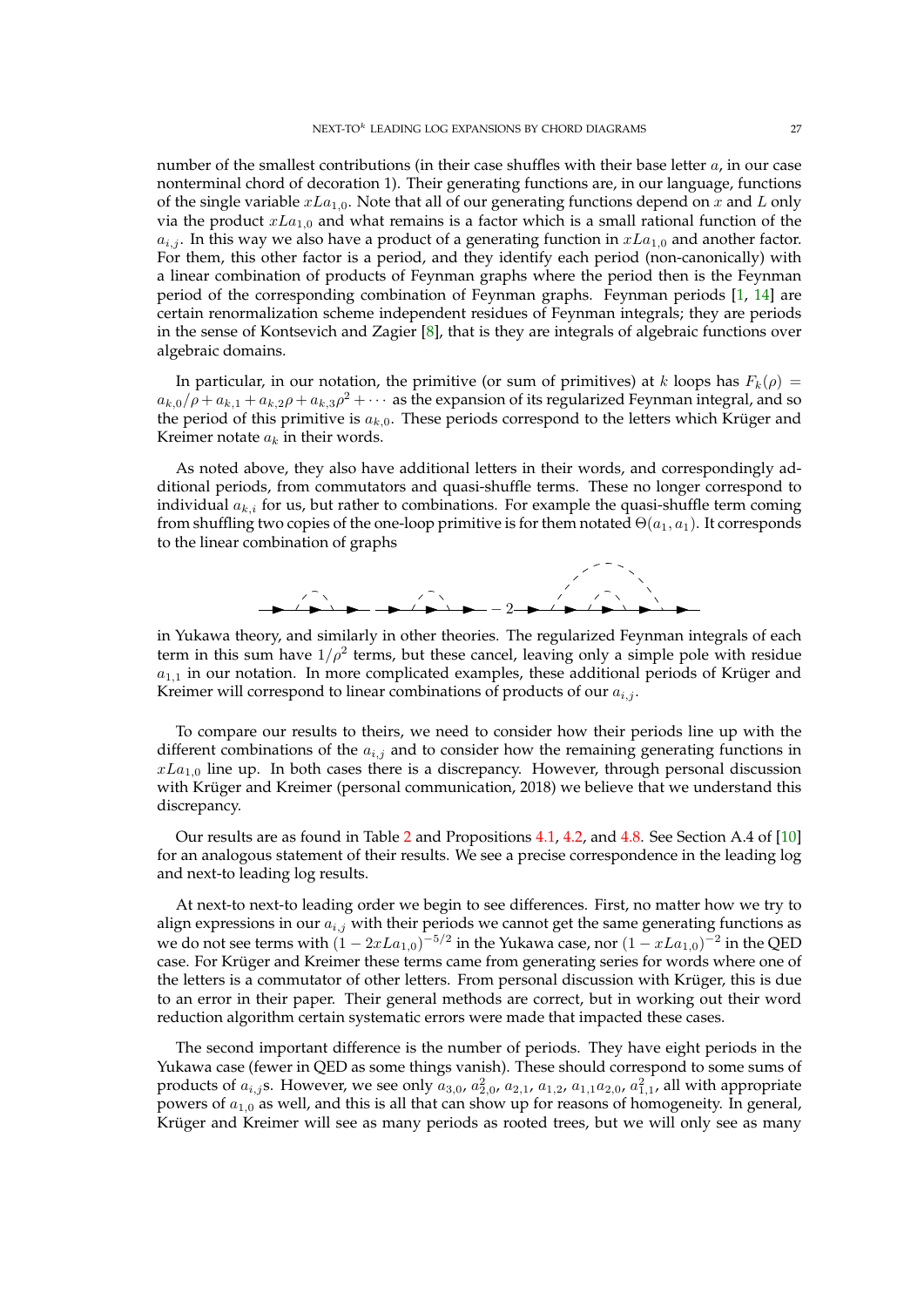number of the smallest contributions (in their case shuffles with their base letter $a$, in our case nonterminal chord of decoration 1). Their generating functions are, in our language, functions of the single variable $xLa_{1,0}$. Note that all of our generating functions depend on $x$ and $L$ only via the product $xLa_{1,0}$ and what remains is a factor which is a small rational function of the $a_{i,j}$. In this way we also have a product of a generating function in $xLa_{1,0}$ and another factor. For them, this other factor is a period, and they identify each period (non-canonically) with a linear combination of products of Feynman graphs where the period then is the Feynman period of the corresponding combination of Feynman graphs. Feynman periods [1, 14] are certain renormalization scheme independent residues of Feynman integrals; they are periods in the sense of Kontsevich and Zagier [8], that is they are integrals of algebraic functions over algebraic domains.

In particular, in our notation, the primitive (or sum of primitives) at $k$ loops has $F_k(\rho) = a_{k,0}/\rho + a_{k,1} + a_{k,2}\rho + a_{k,3}\rho^2 + \cdots$ as the expansion of its regularized Feynman integral, and so the period of this primitive is $a_{k,0}$. These periods correspond to the letters which Krüger and Kreimer notate $a_k$ in their words.

As noted above, they also have additional letters in their words, and correspondingly additional periods, from commutators and quasi-shuffle terms. These no longer correspond to individual $a_{k,i}$ for us, but rather to combinations. For example the quasi-shuffle term coming from shuffling two copies of the one-loop primitive is for them notated $\Theta(a_1, a_1)$. It corresponds to the linear combination of graphs

$$\text{(graph)}\ \text{(graph)} - 2\ \text{(graph)}$$

in Yukawa theory, and similarly in other theories. The regularized Feynman integrals of each term in this sum have $1/\rho^2$ terms, but these cancel, leaving only a simple pole with residue $a_{1,1}$ in our notation. In more complicated examples, these additional periods of Krüger and Kreimer will correspond to linear combinations of products of our $a_{i,j}$.

To compare our results to theirs, we need to consider how their periods line up with the different combinations of the $a_{i,j}$ and to consider how the remaining generating functions in $xLa_{1,0}$ line up. In both cases there is a discrepancy. However, through personal discussion with Krüger and Kreimer (personal communication, 2018) we believe that we understand this discrepancy.

Our results are as found in Table 2 and Propositions 4.1, 4.2, and 4.8. See Section A.4 of [10] for an analogous statement of their results. We see a precise correspondence in the leading log and next-to leading log results.

At next-to next-to leading order we begin to see differences. First, no matter how we try to align expressions in our $a_{i,j}$ with their periods we cannot get the same generating functions as we do not see terms with $(1 - 2xLa_{1,0})^{-5/2}$ in the Yukawa case, nor $(1 - xLa_{1,0})^{-2}$ in the QED case. For Krüger and Kreimer these terms came from generating series for words where one of the letters is a commutator of other letters. From personal discussion with Krüger, this is due to an error in their paper. Their general methods are correct, but in working out their word reduction algorithm certain systematic errors were made that impacted these cases.

The second important difference is the number of periods. They have eight periods in the Yukawa case (fewer in QED as some things vanish). These should correspond to some sums of products of $a_{i,j}$s. However, we see only $a_{3,0}$, $a_{2,0}^2$, $a_{2,1}$, $a_{1,2}$, $a_{1,1}a_{2,0}$, $a_{1,1}^2$, all with appropriate powers of $a_{1,0}$ as well, and this is all that can show up for reasons of homogeneity. In general, Krüger and Kreimer will see as many periods as rooted trees, but we will only see as many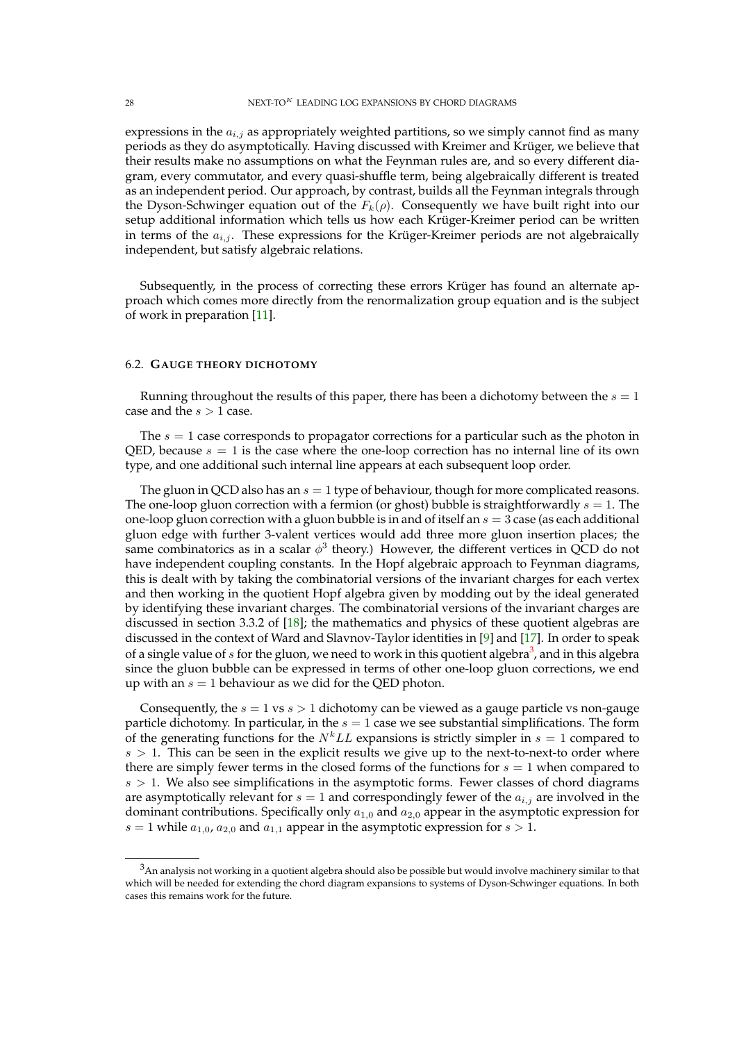expressions in the $a_{i,j}$ as appropriately weighted partitions, so we simply cannot find as many periods as they do asymptotically. Having discussed with Kreimer and Krüger, we believe that their results make no assumptions on what the Feynman rules are, and so every different diagram, every commutator, and every quasi-shuffle term, being algebraically different is treated as an independent period. Our approach, by contrast, builds all the Feynman integrals through the Dyson-Schwinger equation out of the $F_k(\rho)$. Consequently we have built right into our setup additional information which tells us how each Krüger-Kreimer period can be written in terms of the $a_{i,j}$. These expressions for the Krüger-Kreimer periods are not algebraically independent, but satisfy algebraic relations.

Subsequently, in the process of correcting these errors Krüger has found an alternate approach which comes more directly from the renormalization group equation and is the subject of work in preparation [11].

### 6.2. Gauge theory dichotomy

Running throughout the results of this paper, there has been a dichotomy between the $s = 1$ case and the $s > 1$ case.

The $s = 1$ case corresponds to propagator corrections for a particular such as the photon in QED, because $s = 1$ is the case where the one-loop correction has no internal line of its own type, and one additional such internal line appears at each subsequent loop order.

The gluon in QCD also has an $s = 1$ type of behaviour, though for more complicated reasons. The one-loop gluon correction with a fermion (or ghost) bubble is straightforwardly $s = 1$. The one-loop gluon correction with a gluon bubble is in and of itself an $s = 3$ case (as each additional gluon edge with further 3-valent vertices would add three more gluon insertion places; the same combinatorics as in a scalar $\phi^3$ theory.) However, the different vertices in QCD do not have independent coupling constants. In the Hopf algebraic approach to Feynman diagrams, this is dealt with by taking the combinatorial versions of the invariant charges for each vertex and then working in the quotient Hopf algebra given by modding out by the ideal generated by identifying these invariant charges. The combinatorial versions of the invariant charges are discussed in section 3.3.2 of [18]; the mathematics and physics of these quotient algebras are discussed in the context of Ward and Slavnov-Taylor identities in [9] and [17]. In order to speak of a single value of $s$ for the gluon, we need to work in this quotient algebra[3], and in this algebra since the gluon bubble can be expressed in terms of other one-loop gluon corrections, we end up with an $s = 1$ behaviour as we did for the QED photon.

Consequently, the $s = 1$ vs $s > 1$ dichotomy can be viewed as a gauge particle vs non-gauge particle dichotomy. In particular, in the $s = 1$ case we see substantial simplifications. The form of the generating functions for the $N^kLL$ expansions is strictly simpler in $s = 1$ compared to $s > 1$. This can be seen in the explicit results we give up to the next-to-next-to order where there are simply fewer terms in the closed forms of the functions for $s = 1$ when compared to $s > 1$. We also see simplifications in the asymptotic forms. Fewer classes of chord diagrams are asymptotically relevant for $s = 1$ and correspondingly fewer of the $a_{i,j}$ are involved in the dominant contributions. Specifically only $a_{1,0}$ and $a_{2,0}$ appear in the asymptotic expression for $s = 1$ while $a_{1,0}$, $a_{2,0}$ and $a_{1,1}$ appear in the asymptotic expression for $s > 1$.

---

[3]An analysis not working in a quotient algebra should also be possible but would involve machinery similar to that which will be needed for extending the chord diagram expansions to systems of Dyson-Schwinger equations. In both cases this remains work for the future.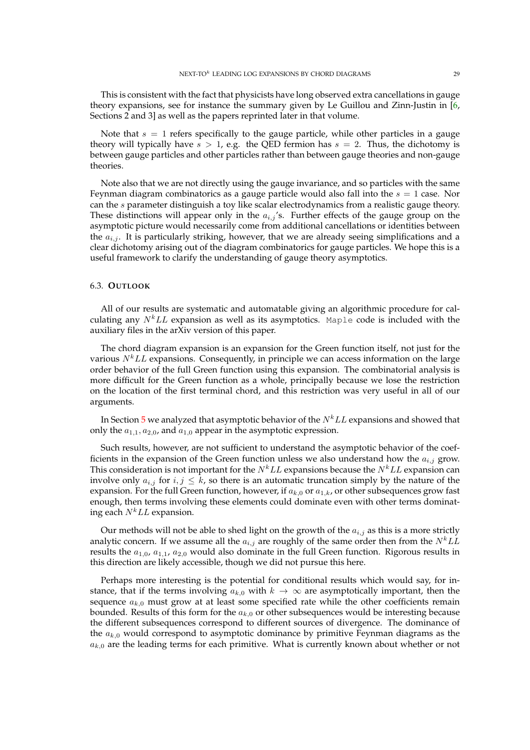This is consistent with the fact that physicists have long observed extra cancellations in gauge theory expansions, see for instance the summary given by Le Guillou and Zinn-Justin in [6, Sections 2 and 3] as well as the papers reprinted later in that volume.

Note that $s = 1$ refers specifically to the gauge particle, while other particles in a gauge theory will typically have $s > 1$, e.g. the QED fermion has $s = 2$. Thus, the dichotomy is between gauge particles and other particles rather than between gauge theories and non-gauge theories.

Note also that we are not directly using the gauge invariance, and so particles with the same Feynman diagram combinatorics as a gauge particle would also fall into the $s = 1$ case. Nor can the $s$ parameter distinguish a toy like scalar electrodynamics from a realistic gauge theory. These distinctions will appear only in the $a_{i,j}$'s. Further effects of the gauge group on the asymptotic picture would necessarily come from additional cancellations or identities between the $a_{i,j}$. It is particularly striking, however, that we are already seeing simplifications and a clear dichotomy arising out of the diagram combinatorics for gauge particles. We hope this is a useful framework to clarify the understanding of gauge theory asymptotics.

### 6.3. **Outlook**

All of our results are systematic and automatable giving an algorithmic procedure for calculating any $N^kLL$ expansion as well as its asymptotics. `Maple` code is included with the auxiliary files in the arXiv version of this paper.

The chord diagram expansion is an expansion for the Green function itself, not just for the various $N^kLL$ expansions. Consequently, in principle we can access information on the large order behavior of the full Green function using this expansion. The combinatorial analysis is more difficult for the Green function as a whole, principally because we lose the restriction on the location of the first terminal chord, and this restriction was very useful in all of our arguments.

In Section 5 we analyzed that asymptotic behavior of the $N^kLL$ expansions and showed that only the $a_{1,1}, a_{2,0}$, and $a_{1,0}$ appear in the asymptotic expression.

Such results, however, are not sufficient to understand the asymptotic behavior of the coefficients in the expansion of the Green function unless we also understand how the $a_{i,j}$ grow. This consideration is not important for the $N^kLL$ expansions because the $N^kLL$ expansion can involve only $a_{i,j}$ for $i, j \leq k$, so there is an automatic truncation simply by the nature of the expansion. For the full Green function, however, if $a_{k,0}$ or $a_{1,k}$, or other subsequences grow fast enough, then terms involving these elements could dominate even with other terms dominating each $N^kLL$ expansion.

Our methods will not be able to shed light on the growth of the $a_{i,j}$ as this is a more strictly analytic concern. If we assume all the $a_{i,j}$ are roughly of the same order then from the $N^kLL$ results the $a_{1,0}$, $a_{1,1}$, $a_{2,0}$ would also dominate in the full Green function. Rigorous results in this direction are likely accessible, though we did not pursue this here.

Perhaps more interesting is the potential for conditional results which would say, for instance, that if the terms involving $a_{k,0}$ with $k \to \infty$ are asymptotically important, then the sequence $a_{k,0}$ must grow at at least some specified rate while the other coefficients remain bounded. Results of this form for the $a_{k,0}$ or other subsequences would be interesting because the different subsequences correspond to different sources of divergence. The dominance of the $a_{k,0}$ would correspond to asymptotic dominance by primitive Feynman diagrams as the $a_{k,0}$ are the leading terms for each primitive. What is currently known about whether or not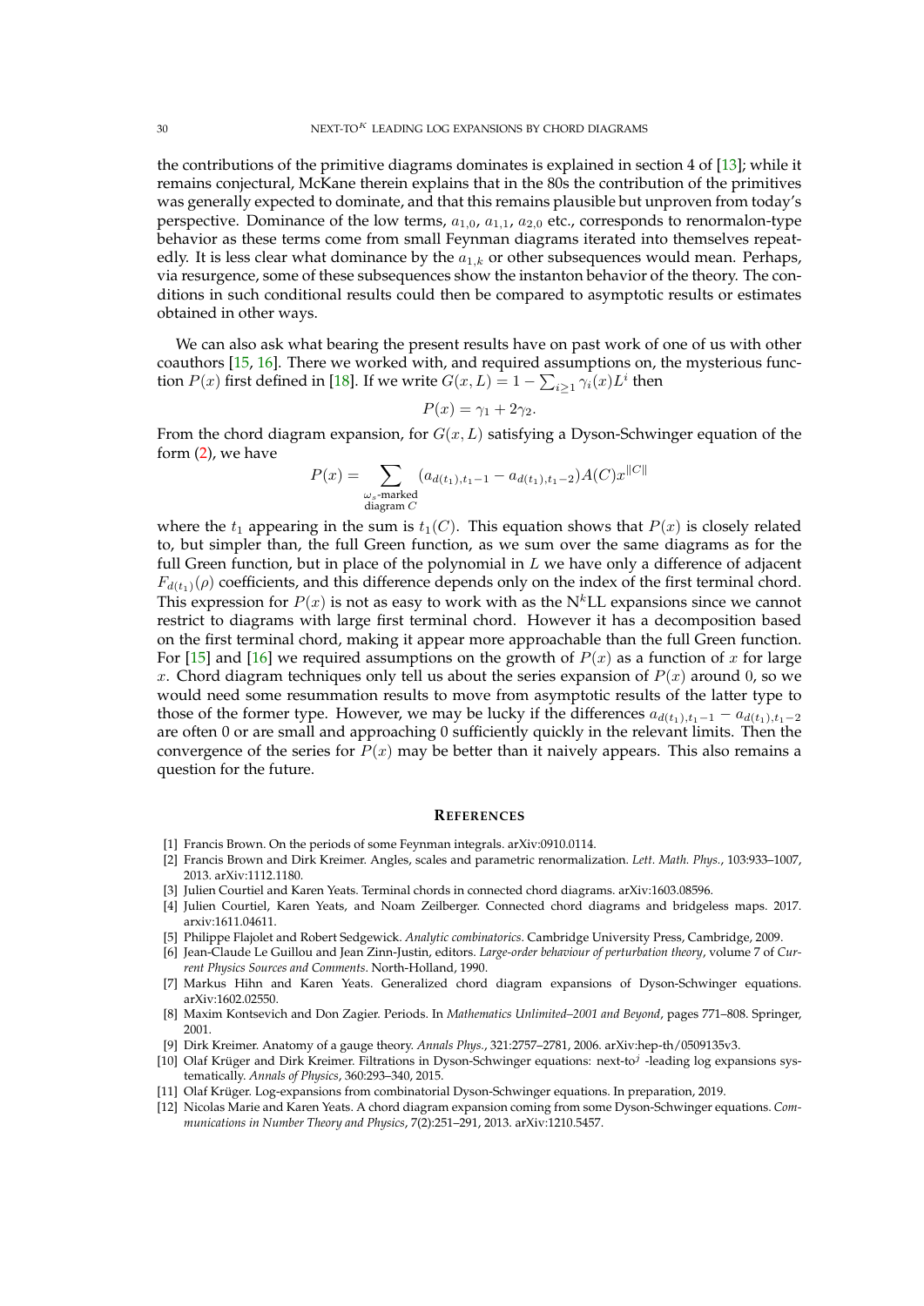the contributions of the primitive diagrams dominates is explained in section 4 of [13]; while it remains conjectural, McKane therein explains that in the 80s the contribution of the primitives was generally expected to dominate, and that this remains plausible but unproven from today's perspective. Dominance of the low terms, $a_{1,0}$, $a_{1,1}$, $a_{2,0}$ etc., corresponds to renormalon-type behavior as these terms come from small Feynman diagrams iterated into themselves repeatedly. It is less clear what dominance by the $a_{1,k}$ or other subsequences would mean. Perhaps, via resurgence, some of these subsequences show the instanton behavior of the theory. The conditions in such conditional results could then be compared to asymptotic results or estimates obtained in other ways.

We can also ask what bearing the present results have on past work of one of us with other coauthors [15, 16]. There we worked with, and required assumptions on, the mysterious function $P(x)$ first defined in [18]. If we write $G(x, L) = 1 - \sum_{i\geq 1} \gamma_i(x)L^i$ then

$$P(x) = \gamma_1 + 2\gamma_2.$$

From the chord diagram expansion, for $G(x, L)$ satisfying a Dyson-Schwinger equation of the form (2), we have

$$P(x) = \sum_{\substack{\omega_s\text{-marked} \\ \text{diagram } C}} (a_{d(t_1),t_1-1} - a_{d(t_1),t_1-2})A(C)x^{\|C\|}$$

where the $t_1$ appearing in the sum is $t_1(C)$. This equation shows that $P(x)$ is closely related to, but simpler than, the full Green function, as we sum over the same diagrams as for the full Green function, but in place of the polynomial in $L$ we have only a difference of adjacent $F_{d(t_1)}(\rho)$ coefficients, and this difference depends only on the index of the first terminal chord. This expression for $P(x)$ is not as easy to work with as the N$^k$LL expansions since we cannot restrict to diagrams with large first terminal chord. However it has a decomposition based on the first terminal chord, making it appear more approachable than the full Green function. For [15] and [16] we required assumptions on the growth of $P(x)$ as a function of $x$ for large $x$. Chord diagram techniques only tell us about the series expansion of $P(x)$ around 0, so we would need some resummation results to move from asymptotic results of the latter type to those of the former type. However, we may be lucky if the differences $a_{d(t_1),t_1-1} - a_{d(t_1),t_1-2}$ are often 0 or are small and approaching 0 sufficiently quickly in the relevant limits. Then the convergence of the series for $P(x)$ may be better than it naively appears. This also remains a question for the future.

## REFERENCES

[1] Francis Brown. On the periods of some Feynman integrals. arXiv:0910.0114.

[2] Francis Brown and Dirk Kreimer. Angles, scales and parametric renormalization. *Lett. Math. Phys.*, 103:933–1007, 2013. arXiv:1112.1180.

[3] Julien Courtiel and Karen Yeats. Terminal chords in connected chord diagrams. arXiv:1603.08596.

[4] Julien Courtiel, Karen Yeats, and Noam Zeilberger. Connected chord diagrams and bridgeless maps. 2017. arxiv:1611.04611.

[5] Philippe Flajolet and Robert Sedgewick. *Analytic combinatorics*. Cambridge University Press, Cambridge, 2009.

[6] Jean-Claude Le Guillou and Jean Zinn-Justin, editors. *Large-order behaviour of perturbation theory*, volume 7 of *Current Physics Sources and Comments*. North-Holland, 1990.

[7] Markus Hihn and Karen Yeats. Generalized chord diagram expansions of Dyson-Schwinger equations. arXiv:1602.02550.

[8] Maxim Kontsevich and Don Zagier. Periods. In *Mathematics Unlimited–2001 and Beyond*, pages 771–808. Springer, 2001.

[9] Dirk Kreimer. Anatomy of a gauge theory. *Annals Phys.*, 321:2757–2781, 2006. arXiv:hep-th/0509135v3.

[10] Olaf Krüger and Dirk Kreimer. Filtrations in Dyson-Schwinger equations: next-to$^j$ -leading log expansions systematically. *Annals of Physics*, 360:293–340, 2015.

[11] Olaf Krüger. Log-expansions from combinatorial Dyson-Schwinger equations. In preparation, 2019.

[12] Nicolas Marie and Karen Yeats. A chord diagram expansion coming from some Dyson-Schwinger equations. *Communications in Number Theory and Physics*, 7(2):251–291, 2013. arXiv:1210.5457.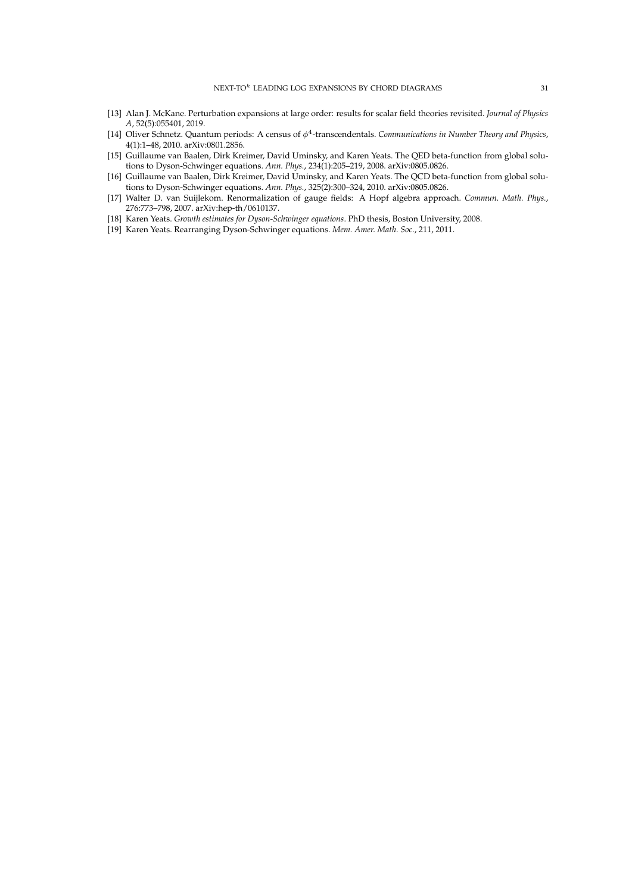[13] Alan J. McKane. Perturbation expansions at large order: results for scalar field theories revisited. *Journal of Physics A*, 52(5):055401, 2019.

[14] Oliver Schnetz. Quantum periods: A census of $\phi^4$-transcendentals. *Communications in Number Theory and Physics*, 4(1):1–48, 2010. arXiv:0801.2856.

[15] Guillaume van Baalen, Dirk Kreimer, David Uminsky, and Karen Yeats. The QED beta-function from global solutions to Dyson-Schwinger equations. *Ann. Phys.*, 234(1):205–219, 2008. arXiv:0805.0826.

[16] Guillaume van Baalen, Dirk Kreimer, David Uminsky, and Karen Yeats. The QCD beta-function from global solutions to Dyson-Schwinger equations. *Ann. Phys.*, 325(2):300–324, 2010. arXiv:0805.0826.

[17] Walter D. van Suijlekom. Renormalization of gauge fields: A Hopf algebra approach. *Commun. Math. Phys.*, 276:773–798, 2007. arXiv:hep-th/0610137.

[18] Karen Yeats. *Growth estimates for Dyson-Schwinger equations*. PhD thesis, Boston University, 2008.

[19] Karen Yeats. Rearranging Dyson-Schwinger equations. *Mem. Amer. Math. Soc.*, 211, 2011.